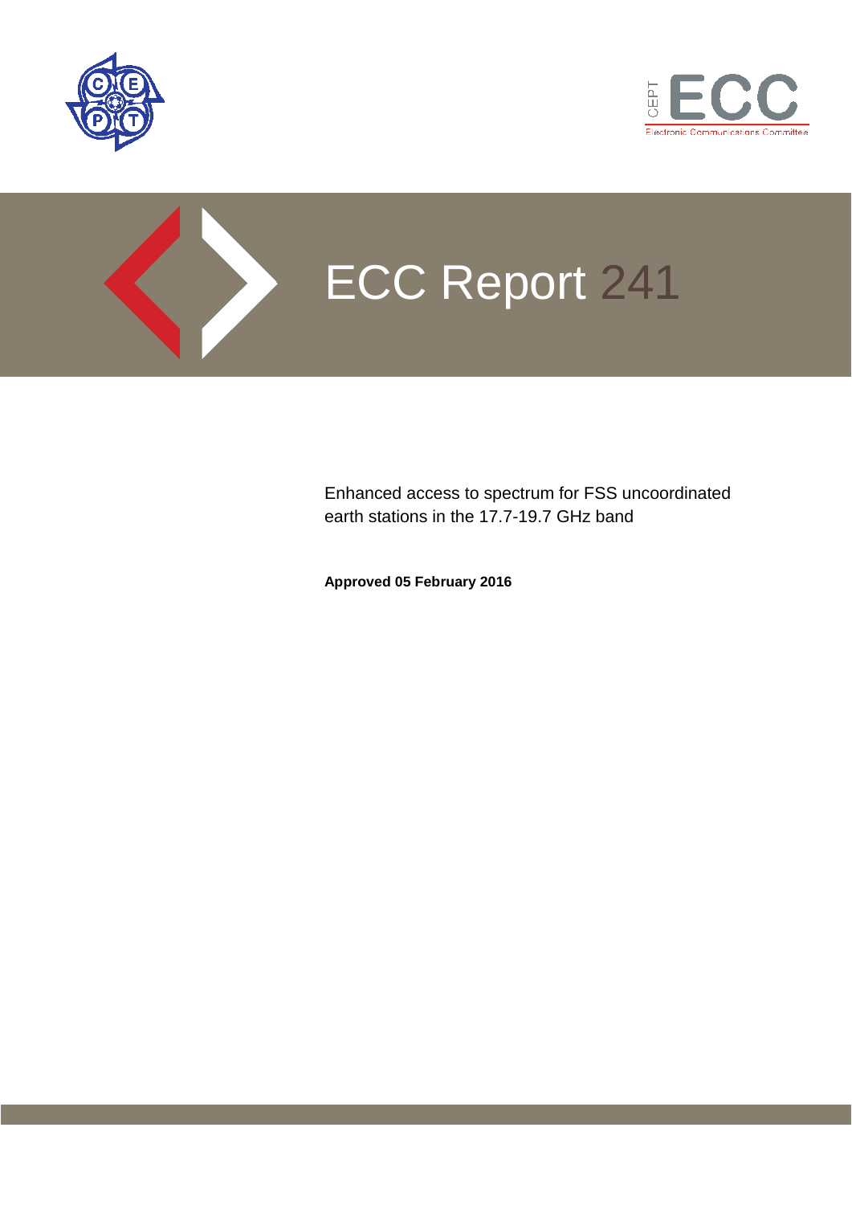# ECC Report 241

Enhanced access to spectrum for FSS uncoordinated earth stations in the 17.7-19.7 GHz band

**Approved 05 February 2016**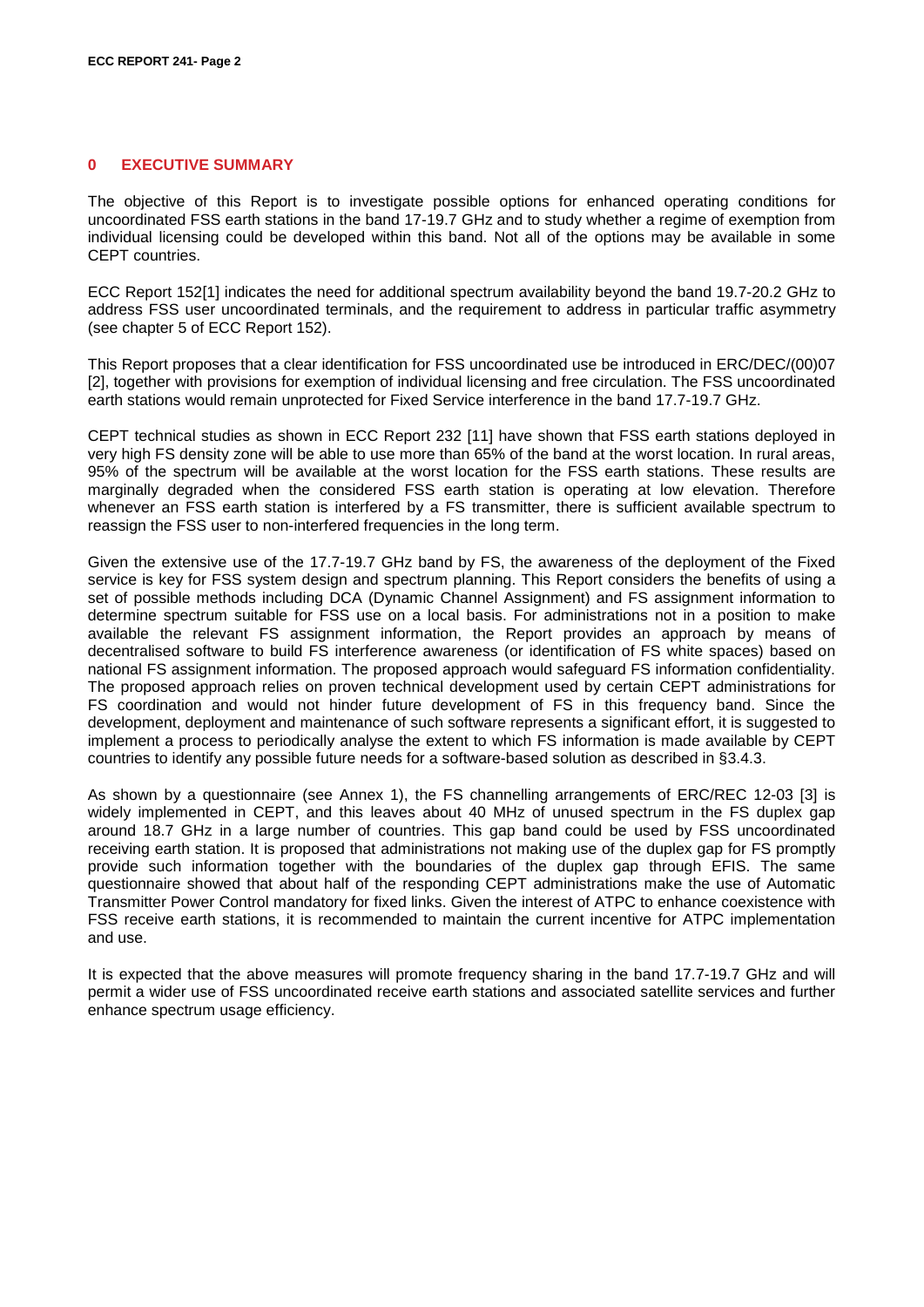## 0 EXECUTIVE SUMMARY

The objective of this Report is to investigate possible options for enhanced operating conditions for uncoordinated FSS earth stations in the band 17-19.7 GHz and to study whether a regime of exemption from individual licensing could be developed within this band. Not all of the options may be available in some CEPT countries.

ECC Report 152[1] indicates the need for additional spectrum availability beyond the band 19.7-20.2 GHz to address FSS user uncoordinated terminals, and the requirement to address in particular traffic asymmetry (see chapter 5 of ECC Report 152).

This Report proposes that a clear identification for FSS uncoordinated use be introduced in ERC/DEC/(00)07 [2], together with provisions for exemption of individual licensing and free circulation. The FSS uncoordinated earth stations would remain unprotected for Fixed Service interference in the band 17.7-19.7 GHz.

CEPT technical studies as shown in ECC Report 232 [11] have shown that FSS earth stations deployed in very high FS density zone will be able to use more than 65% of the band at the worst location. In rural areas, 95% of the spectrum will be available at the worst location for the FSS earth stations. These results are marginally degraded when the considered FSS earth station is operating at low elevation. Therefore whenever an FSS earth station is interfered by a FS transmitter, there is sufficient available spectrum to reassign the FSS user to non-interfered frequencies in the long term.

Given the extensive use of the 17.7-19.7 GHz band by FS, the awareness of the deployment of the Fixed service is key for FSS system design and spectrum planning. This Report considers the benefits of using a set of possible methods including DCA (Dynamic Channel Assignment) and FS assignment information to determine spectrum suitable for FSS use on a local basis. For administrations not in a position to make available the relevant FS assignment information, the Report provides an approach by means of decentralised software to build FS interference awareness (or identification of FS white spaces) based on national FS assignment information. The proposed approach would safeguard FS information confidentiality. The proposed approach relies on proven technical development used by certain CEPT administrations for FS coordination and would not hinder future development of FS in this frequency band. Since the development, deployment and maintenance of such software represents a significant effort, it is suggested to implement a process to periodically analyse the extent to which FS information is made available by CEPT countries to identify any possible future needs for a software-based solution as described in §3.4.3.

As shown by a questionnaire (see Annex 1), the FS channelling arrangements of ERC/REC 12-03 [3] is widely implemented in CEPT, and this leaves about 40 MHz of unused spectrum in the FS duplex gap around 18.7 GHz in a large number of countries. This gap band could be used by FSS uncoordinated receiving earth station. It is proposed that administrations not making use of the duplex gap for FS promptly provide such information together with the boundaries of the duplex gap through EFIS. The same questionnaire showed that about half of the responding CEPT administrations make the use of Automatic Transmitter Power Control mandatory for fixed links. Given the interest of ATPC to enhance coexistence with FSS receive earth stations, it is recommended to maintain the current incentive for ATPC implementation and use.

It is expected that the above measures will promote frequency sharing in the band 17.7-19.7 GHz and will permit a wider use of FSS uncoordinated receive earth stations and associated satellite services and further enhance spectrum usage efficiency.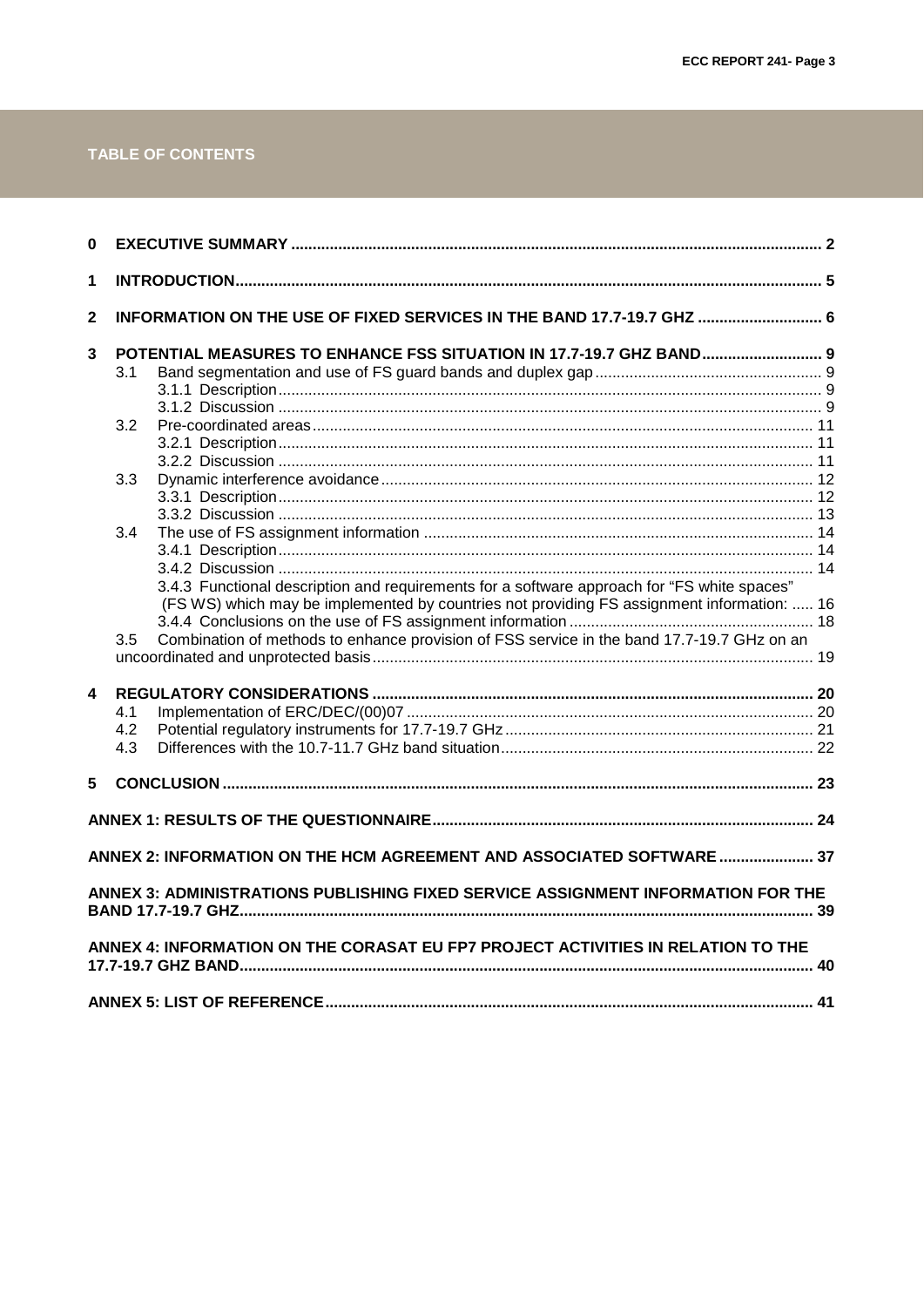## TABLE OF CONTENTS

**0 EXECUTIVE SUMMARY** ..... 2

**1 INTRODUCTION** ..... 5

**2 INFORMATION ON THE USE OF FIXED SERVICES IN THE BAND 17.7-19.7 GHZ** ..... 6

**3 POTENTIAL MEASURES TO ENHANCE FSS SITUATION IN 17.7-19.7 GHZ BAND** ..... 9

- 3.1 Band segmentation and use of FS guard bands and duplex gap ..... 9
  - 3.1.1 Description ..... 9
  - 3.1.2 Discussion ..... 9
- 3.2 Pre-coordinated areas ..... 11
  - 3.2.1 Description ..... 11
  - 3.2.2 Discussion ..... 11
- 3.3 Dynamic interference avoidance ..... 12
  - 3.3.1 Description ..... 12
  - 3.3.2 Discussion ..... 13
- 3.4 The use of FS assignment information ..... 14
  - 3.4.1 Description ..... 14
  - 3.4.2 Discussion ..... 14
  - 3.4.3 Functional description and requirements for a software approach for “FS white spaces” (FS WS) which may be implemented by countries not providing FS assignment information: ..... 16
  - 3.4.4 Conclusions on the use of FS assignment information ..... 18
- 3.5 Combination of methods to enhance provision of FSS service in the band 17.7-19.7 GHz on an uncoordinated and unprotected basis ..... 19

**4 REGULATORY CONSIDERATIONS** ..... 20

- 4.1 Implementation of ERC/DEC/(00)07 ..... 20
- 4.2 Potential regulatory instruments for 17.7-19.7 GHz ..... 21
- 4.3 Differences with the 10.7-11.7 GHz band situation ..... 22

**5 CONCLUSION** ..... 23

**ANNEX 1: RESULTS OF THE QUESTIONNAIRE** ..... 24

**ANNEX 2: INFORMATION ON THE HCM AGREEMENT AND ASSOCIATED SOFTWARE** ..... 37

**ANNEX 3: ADMINISTRATIONS PUBLISHING FIXED SERVICE ASSIGNMENT INFORMATION FOR THE BAND 17.7-19.7 GHZ** ..... 39

**ANNEX 4: INFORMATION ON THE CORASAT EU FP7 PROJECT ACTIVITIES IN RELATION TO THE 17.7-19.7 GHZ BAND** ..... 40

**ANNEX 5: LIST OF REFERENCE** ..... 41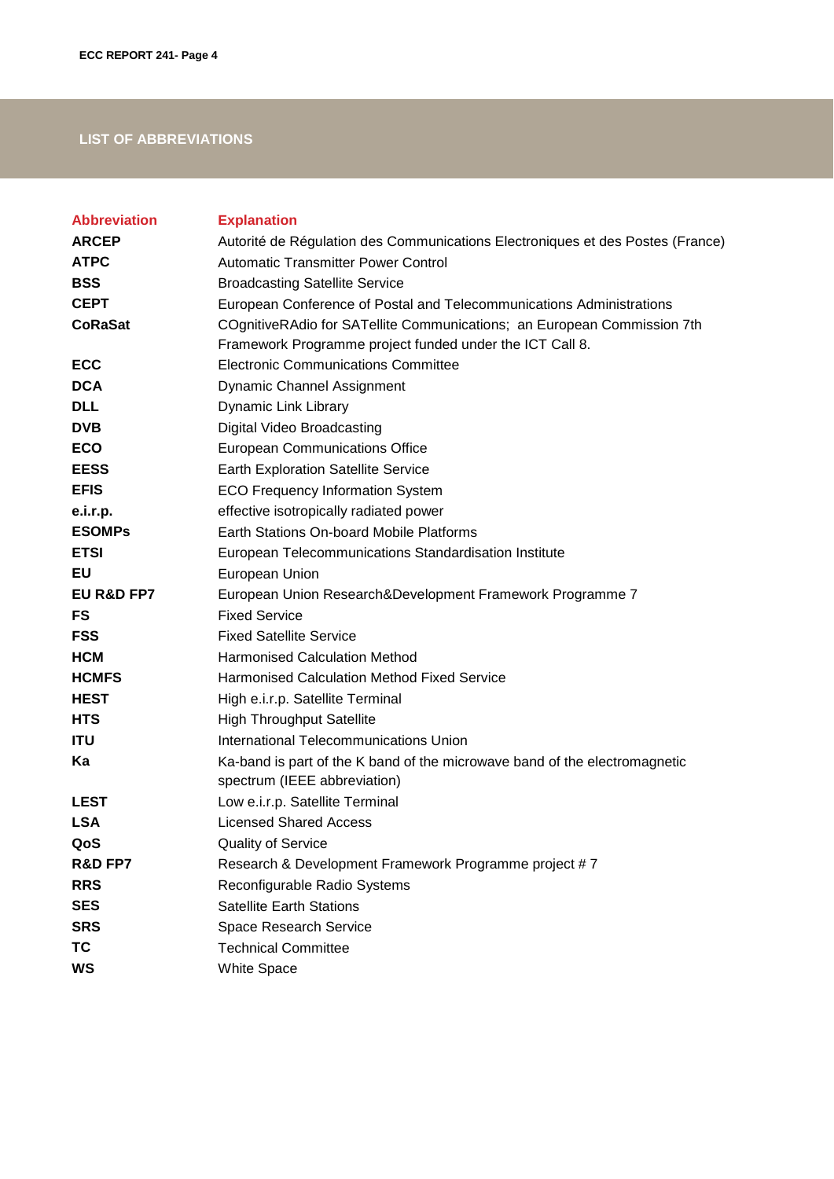## LIST OF ABBREVIATIONS

| Abbreviation | Explanation |
| --- | --- |
| **ARCEP** | Autorité de Régulation des Communications Electroniques et des Postes (France) |
| **ATPC** | Automatic Transmitter Power Control |
| **BSS** | Broadcasting Satellite Service |
| **CEPT** | European Conference of Postal and Telecommunications Administrations |
| **CoRaSat** | COgnitiveRAdio for SATellite Communications; an European Commission 7th Framework Programme project funded under the ICT Call 8. |
| **ECC** | Electronic Communications Committee |
| **DCA** | Dynamic Channel Assignment |
| **DLL** | Dynamic Link Library |
| **DVB** | Digital Video Broadcasting |
| **ECO** | European Communications Office |
| **EESS** | Earth Exploration Satellite Service |
| **EFIS** | ECO Frequency Information System |
| **e.i.r.p.** | effective isotropically radiated power |
| **ESOMPs** | Earth Stations On-board Mobile Platforms |
| **ETSI** | European Telecommunications Standardisation Institute |
| **EU** | European Union |
| **EU R&D FP7** | European Union Research&Development Framework Programme 7 |
| **FS** | Fixed Service |
| **FSS** | Fixed Satellite Service |
| **HCM** | Harmonised Calculation Method |
| **HCMFS** | Harmonised Calculation Method Fixed Service |
| **HEST** | High e.i.r.p. Satellite Terminal |
| **HTS** | High Throughput Satellite |
| **ITU** | International Telecommunications Union |
| **Ka** | Ka-band is part of the K band of the microwave band of the electromagnetic spectrum (IEEE abbreviation) |
| **LEST** | Low e.i.r.p. Satellite Terminal |
| **LSA** | Licensed Shared Access |
| **QoS** | Quality of Service |
| **R&D FP7** | Research & Development Framework Programme project # 7 |
| **RRS** | Reconfigurable Radio Systems |
| **SES** | Satellite Earth Stations |
| **SRS** | Space Research Service |
| **TC** | Technical Committee |
| **WS** | White Space |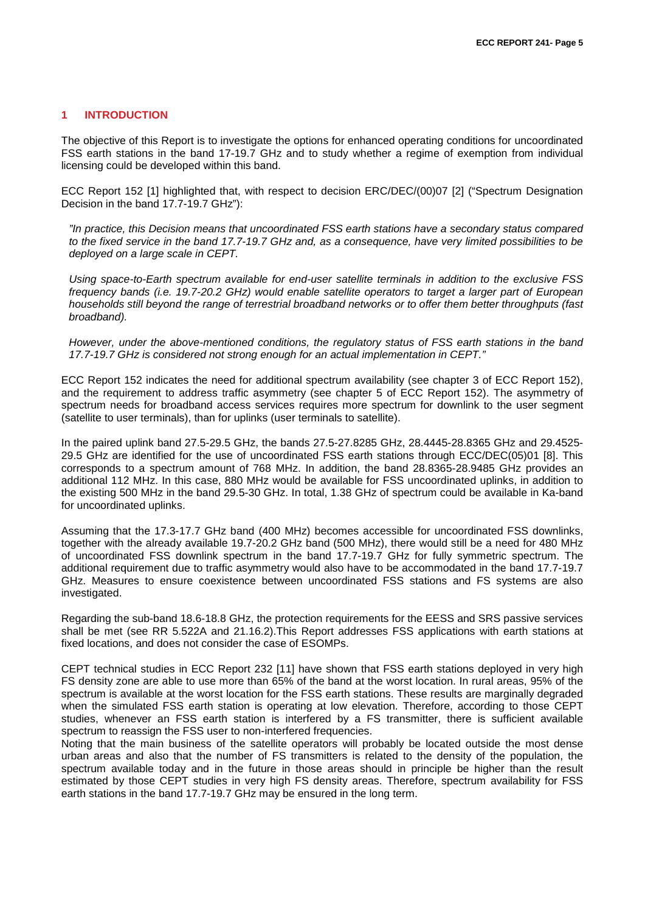# 1 INTRODUCTION

The objective of this Report is to investigate the options for enhanced operating conditions for uncoordinated FSS earth stations in the band 17-19.7 GHz and to study whether a regime of exemption from individual licensing could be developed within this band.

ECC Report 152 [1] highlighted that, with respect to decision ERC/DEC/(00)07 [2] ("Spectrum Designation Decision in the band 17.7-19.7 GHz"):

> *"In practice, this Decision means that uncoordinated FSS earth stations have a secondary status compared to the fixed service in the band 17.7-19.7 GHz and, as a consequence, have very limited possibilities to be deployed on a large scale in CEPT.*
>
> *Using space-to-Earth spectrum available for end-user satellite terminals in addition to the exclusive FSS frequency bands (i.e. 19.7-20.2 GHz) would enable satellite operators to target a larger part of European households still beyond the range of terrestrial broadband networks or to offer them better throughputs (fast broadband).*
>
> *However, under the above-mentioned conditions, the regulatory status of FSS earth stations in the band 17.7-19.7 GHz is considered not strong enough for an actual implementation in CEPT."*

ECC Report 152 indicates the need for additional spectrum availability (see chapter 3 of ECC Report 152), and the requirement to address traffic asymmetry (see chapter 5 of ECC Report 152). The asymmetry of spectrum needs for broadband access services requires more spectrum for downlink to the user segment (satellite to user terminals), than for uplinks (user terminals to satellite).

In the paired uplink band 27.5-29.5 GHz, the bands 27.5-27.8285 GHz, 28.4445-28.8365 GHz and 29.4525-29.5 GHz are identified for the use of uncoordinated FSS earth stations through ECC/DEC(05)01 [8]. This corresponds to a spectrum amount of 768 MHz. In addition, the band 28.8365-28.9485 GHz provides an additional 112 MHz. In this case, 880 MHz would be available for FSS uncoordinated uplinks, in addition to the existing 500 MHz in the band 29.5-30 GHz. In total, 1.38 GHz of spectrum could be available in Ka-band for uncoordinated uplinks.

Assuming that the 17.3-17.7 GHz band (400 MHz) becomes accessible for uncoordinated FSS downlinks, together with the already available 19.7-20.2 GHz band (500 MHz), there would still be a need for 480 MHz of uncoordinated FSS downlink spectrum in the band 17.7-19.7 GHz for fully symmetric spectrum. The additional requirement due to traffic asymmetry would also have to be accommodated in the band 17.7-19.7 GHz. Measures to ensure coexistence between uncoordinated FSS stations and FS systems are also investigated.

Regarding the sub-band 18.6-18.8 GHz, the protection requirements for the EESS and SRS passive services shall be met (see RR 5.522A and 21.16.2).This Report addresses FSS applications with earth stations at fixed locations, and does not consider the case of ESOMPs.

CEPT technical studies in ECC Report 232 [11] have shown that FSS earth stations deployed in very high FS density zone are able to use more than 65% of the band at the worst location. In rural areas, 95% of the spectrum is available at the worst location for the FSS earth stations. These results are marginally degraded when the simulated FSS earth station is operating at low elevation. Therefore, according to those CEPT studies, whenever an FSS earth station is interfered by a FS transmitter, there is sufficient available spectrum to reassign the FSS user to non-interfered frequencies.
Noting that the main business of the satellite operators will probably be located outside the most dense urban areas and also that the number of FS transmitters is related to the density of the population, the spectrum available today and in the future in those areas should in principle be higher than the result estimated by those CEPT studies in very high FS density areas. Therefore, spectrum availability for FSS earth stations in the band 17.7-19.7 GHz may be ensured in the long term.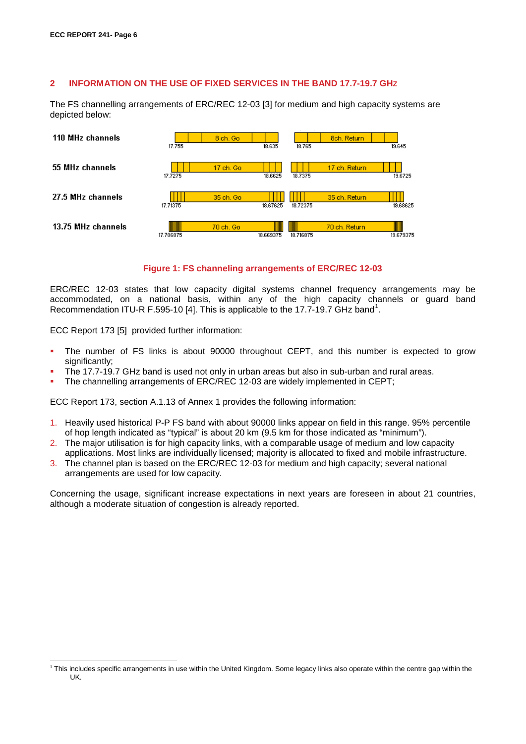## 2 INFORMATION ON THE USE OF FIXED SERVICES IN THE BAND 17.7-19.7 GHz

The FS channelling arrangements of ERC/REC 12-03 [3] for medium and high capacity systems are depicted below:

| Channel width | Go start | Go | Go end | Return start | Return | Return end |
|---|---|---|---|---|---|---|
| 110 MHz channels | 17.755 | 8 ch. Go | 18.635 | 18.765 | 8ch. Return | 19.645 |
| 55 MHz channels | 17.7275 | 17 ch. Go | 18.6625 | 18.7375 | 17 ch. Return | 19.6725 |
| 27.5 MHz channels | 17.71375 | 35 ch. Go | 18.67625 | 18.72375 | 35 ch. Return | 19.68625 |
| 13.75 MHz channels | 17.706875 | 70 ch. Go | 18.669375 | 18.716875 | 70 ch. Return | 19.679375 |

**Figure 1: FS channeling arrangements of ERC/REC 12-03**

ERC/REC 12-03 states that low capacity digital systems channel frequency arrangements may be accommodated, on a national basis, within any of the high capacity channels or guard band Recommendation ITU-R F.595-10 [4]. This is applicable to the 17.7-19.7 GHz band[1].

ECC Report 173 [5] provided further information:

- The number of FS links is about 90000 throughout CEPT, and this number is expected to grow significantly;
- The 17.7-19.7 GHz band is used not only in urban areas but also in sub-urban and rural areas.
- The channelling arrangements of ERC/REC 12-03 are widely implemented in CEPT;

ECC Report 173, section A.1.13 of Annex 1 provides the following information:

1. Heavily used historical P-P FS band with about 90000 links appear on field in this range. 95% percentile of hop length indicated as "typical" is about 20 km (9.5 km for those indicated as "minimum").
2. The major utilisation is for high capacity links, with a comparable usage of medium and low capacity applications. Most links are individually licensed; majority is allocated to fixed and mobile infrastructure.
3. The channel plan is based on the ERC/REC 12-03 for medium and high capacity; several national arrangements are used for low capacity.

Concerning the usage, significant increase expectations in next years are foreseen in about 21 countries, although a moderate situation of congestion is already reported.

---

[1] This includes specific arrangements in use within the United Kingdom. Some legacy links also operate within the centre gap within the UK.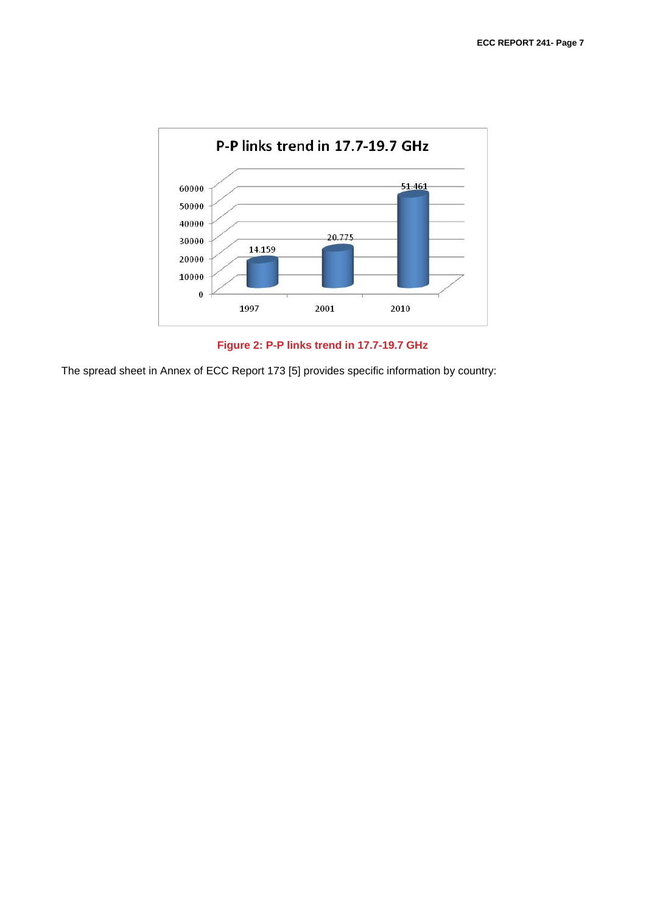**Figure 2: P-P links trend in 17.7-19.7 GHz**

The spread sheet in Annex of ECC Report 173 [5] provides specific information by country: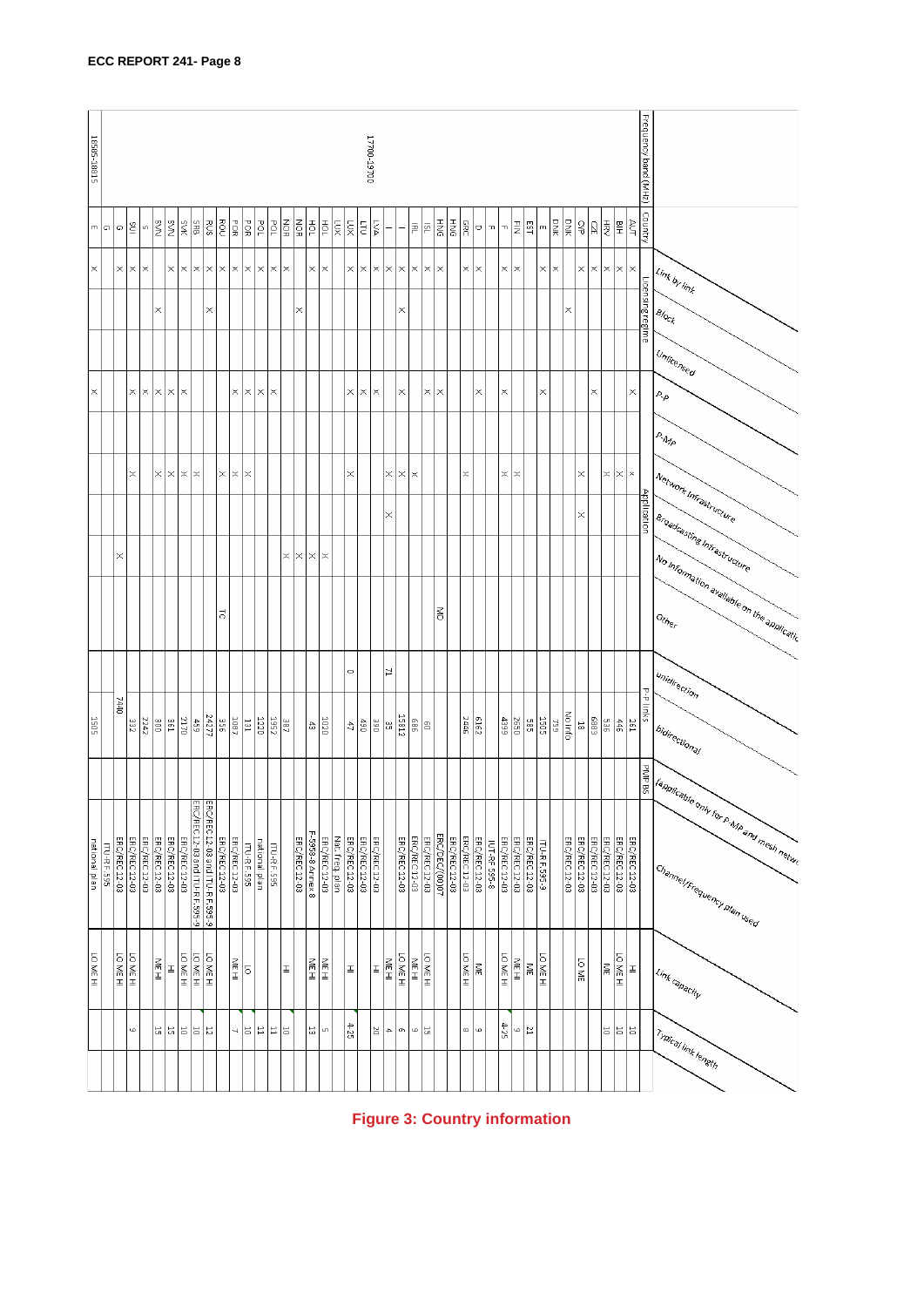| Frequency band (MHz) | Country | Licensing regime: Link by link | Licensing regime: Block | Licensing regime: Unlicensed | Application: P-P | Application: P-MP | Application: Network Infrastructure | Application: Broadcasting Infrastructure | Application: No information available on the application | Application: Other | P-P links: unidirection | P-P links: bidirectional | P-MP BS (applicable only for P-MP and mesh network) | Channel/Frequency plan used | Link capacity | Typical link length |
|---|---|---|---|---|---|---|---|---|---|---|---|---|---|---|---|---|
| 17700-19700 | AUT | × | | | × | x | | | | | | 261 | | ERC/REC 12-03 | HI | 10 |
| | BIH | × | | | | × | | | | | | 446 | | ERC/REC 12-03 | LO ME HI | 10 |
| | HRV | × | | | | × | | | | | | 536 | | ERC/REC 12-03 | ME | 10 |
| | CZE | × | | | × | | | | | | | 6883 | | ERC/REC 12-03 | | |
| | CYP | × | | | | × | × | | | | | 18 | | ERC/REC 12-03 | LO ME | |
| | DNK | | × | | | | | | | | | No Info | | ERC/REC 12-03 | | |
| | DNK | | | | | | | | | | | 759 | | | | |
| | E | × | | | × | | | | | | | 1505 | | ITU-R F.595-9 | LO ME HI | |
| | EST | × | | | | | | | | | | 985 | | | | |
| | FIN | × | | | | × | | | | | | 2650 | | ERC/REC 12-03 | ME | 21 |
| | F | × | | | × | × | | | | | | 4399 | | ERC/REC 12-03 | ME HI | 9 |
| | F | | | | | | | | | | | | | ERC/REC 12-03 | LO ME HI | 4-25 |
| | D | × | | | | | | | | | | 6162 | | IUT-RF.595-8 | | |
| | GRC | × | | | × | × | | | | | | 2446 | | ERC/REC 12-03 | ME | 9 |
| | HNG | | | | | | | | | | | | | ERC/REC 12-03 | LO ME HI | 8 |
| | HNG | × | | | × | | | | | MD | | | | ERC/REC 12-08 | | |
| | ISL | × | | | × | | | | | | | 60 | | ERC/DEC/(00)07 | | |
| | IRL | × | | | | × | | | | | | 686 | | ERC/REC 12-03 | ME HI | 15 |
| | I | × | × | | × | × | | | | | | 13812 | | ERC/REC 12-03 | LO ME HI | 9 |
| | I | × | | | | × | × | | | | 71 | 35 | | ERC/REC 12-03 | LO ME HI | 6 |
| | LVA | × | | | × | | | | | | | 390 | | | ME HI | 4 |
| | LTU | × | | | × | | | | | | | 47 | | ERC/REC 12-03 | HI | 20 |
| | LUX | × | | | × | × | | | | | 0 | | | ERC/REC 12-03 | | |
| | LUX | | | | | | | | | | | | | ERC/REC 12-03 | HI | 4-25 |
| | HOL | × | | | | | | × | | | | 1020 | | Nat. freq plan | ME HI | 5 |
| | HOL | × | | | | | | × | | | | 48 | | ERC/REC 12-03 | ME HI | 13 |
| | NOR | | × | | | | | × | | | | | | F-595-8 Annex 8 | | |
| | NOR | × | | | | | | × | | | | 387 | | ERC/REC 12-03 | HI | 10 |
| | POL | × | | | × | | | | | | | 1952 | | ITU-R F.595 | | 11 |
| | POL | × | | | × | | | | | | | 1220 | | national plan | LO | 10 |
| | POR | × | | | × | × | | | | | | 131 | | ITU-R F.595 | | 10 |
| | POR | × | | | × | × | | | | | | 1087 | | ERC/REC 12-03 | ME HI | 7 |
| | ROU | × | | | | × | | | | TC | | 356 | | ERC/REC 12-03 | | |
| | RUS | × | × | | | | | | | | | 24277 | | ERC/REC 12-03 and ITU-R F.595-9 | LO ME HI | 12 |
| | SRB | × | | | | × | | | | | | 459 | | ERC/REC 12-03 and ITU-R F.595-9 | LO ME HI | 10 |
| | SVK | × | | | × | × | | | | | | 2170 | | ERC/REC 12-03 | LO ME HI | 10 |
| | SVN | × | | | × | × | | | | | | 361 | | ERC/REC 12-03 | HI | 15 |
| | SVN | | × | | × | × | | | | | | 380 | | ERC/REC 12-03 | ME HI | 15 |
| | S | × | | | × | | | | | | | 2242 | | ERC/REC 12-03 | | |
| | SUI | × | | | × | × | | | | | | 332 | | ERC/REC 12-03 | LO ME HI | 9 |
| | G | × | | | | | | × | | | | 7440 | | ERC/REC 12-03 ITU-R F.595 | LO ME HI | |
| 18585-18815 | E | × | | | × | | | | | | | 1505 | | national plan | LO ME HI | |

**Figure 3: Country information**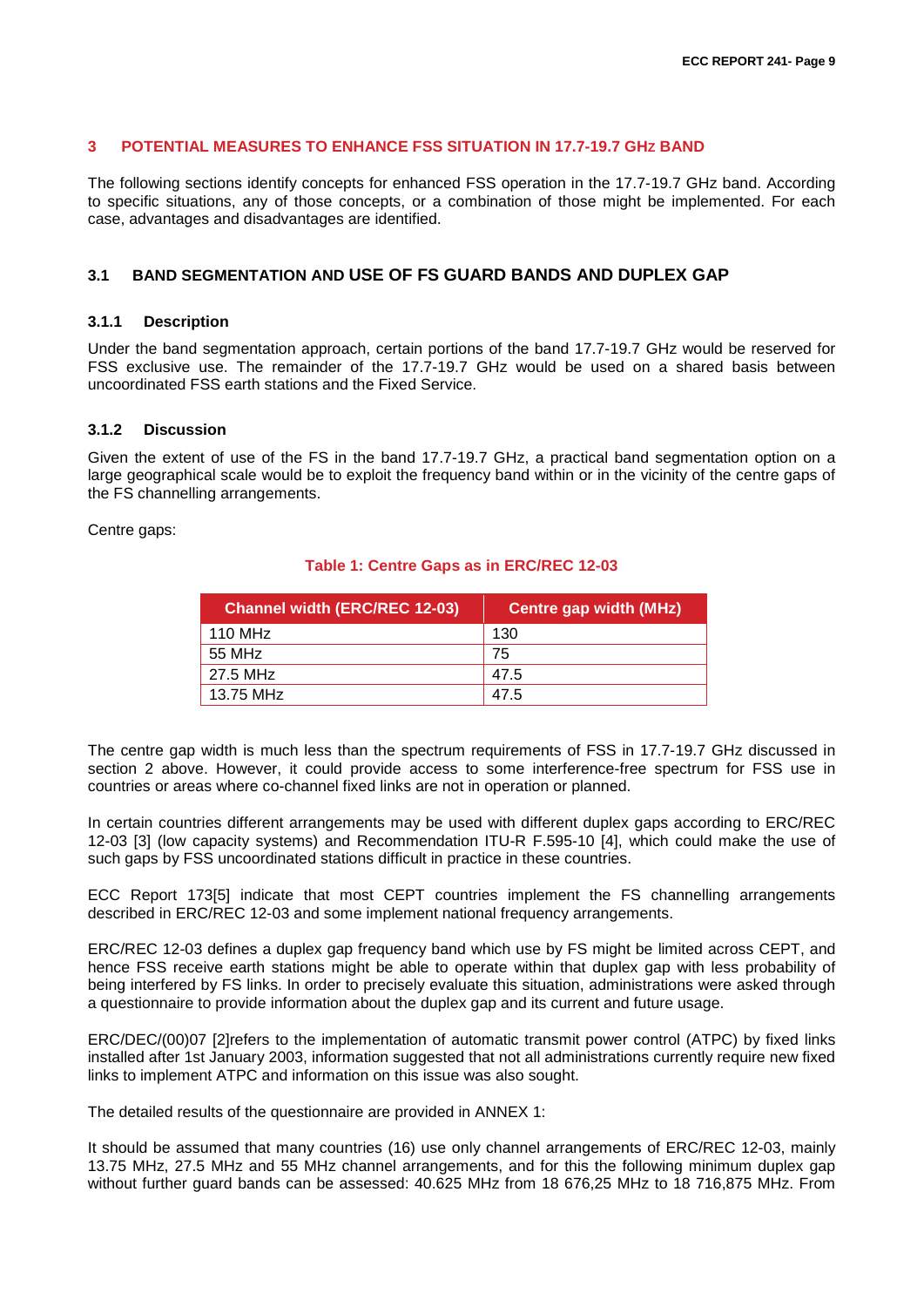## 3 POTENTIAL MEASURES TO ENHANCE FSS SITUATION IN 17.7-19.7 GHz BAND

The following sections identify concepts for enhanced FSS operation in the 17.7-19.7 GHz band. According to specific situations, any of those concepts, or a combination of those might be implemented. For each case, advantages and disadvantages are identified.

### 3.1 BAND SEGMENTATION AND USE OF FS GUARD BANDS AND DUPLEX GAP

#### 3.1.1 Description

Under the band segmentation approach, certain portions of the band 17.7-19.7 GHz would be reserved for FSS exclusive use. The remainder of the 17.7-19.7 GHz would be used on a shared basis between uncoordinated FSS earth stations and the Fixed Service.

#### 3.1.2 Discussion

Given the extent of use of the FS in the band 17.7-19.7 GHz, a practical band segmentation option on a large geographical scale would be to exploit the frequency band within or in the vicinity of the centre gaps of the FS channelling arrangements.

Centre gaps:

**Table 1: Centre Gaps as in ERC/REC 12-03**

| Channel width (ERC/REC 12-03) | Centre gap width (MHz) |
|---|---|
| 110 MHz | 130 |
| 55 MHz | 75 |
| 27.5 MHz | 47.5 |
| 13.75 MHz | 47.5 |

The centre gap width is much less than the spectrum requirements of FSS in 17.7-19.7 GHz discussed in section 2 above. However, it could provide access to some interference-free spectrum for FSS use in countries or areas where co-channel fixed links are not in operation or planned.

In certain countries different arrangements may be used with different duplex gaps according to ERC/REC 12-03 [3] (low capacity systems) and Recommendation ITU-R F.595-10 [4], which could make the use of such gaps by FSS uncoordinated stations difficult in practice in these countries.

ECC Report 173[5] indicate that most CEPT countries implement the FS channelling arrangements described in ERC/REC 12-03 and some implement national frequency arrangements.

ERC/REC 12-03 defines a duplex gap frequency band which use by FS might be limited across CEPT, and hence FSS receive earth stations might be able to operate within that duplex gap with less probability of being interfered by FS links. In order to precisely evaluate this situation, administrations were asked through a questionnaire to provide information about the duplex gap and its current and future usage.

ERC/DEC/(00)07 [2]refers to the implementation of automatic transmit power control (ATPC) by fixed links installed after 1st January 2003, information suggested that not all administrations currently require new fixed links to implement ATPC and information on this issue was also sought.

The detailed results of the questionnaire are provided in ANNEX 1:

It should be assumed that many countries (16) use only channel arrangements of ERC/REC 12-03, mainly 13.75 MHz, 27.5 MHz and 55 MHz channel arrangements, and for this the following minimum duplex gap without further guard bands can be assessed: 40.625 MHz from 18 676,25 MHz to 18 716,875 MHz. From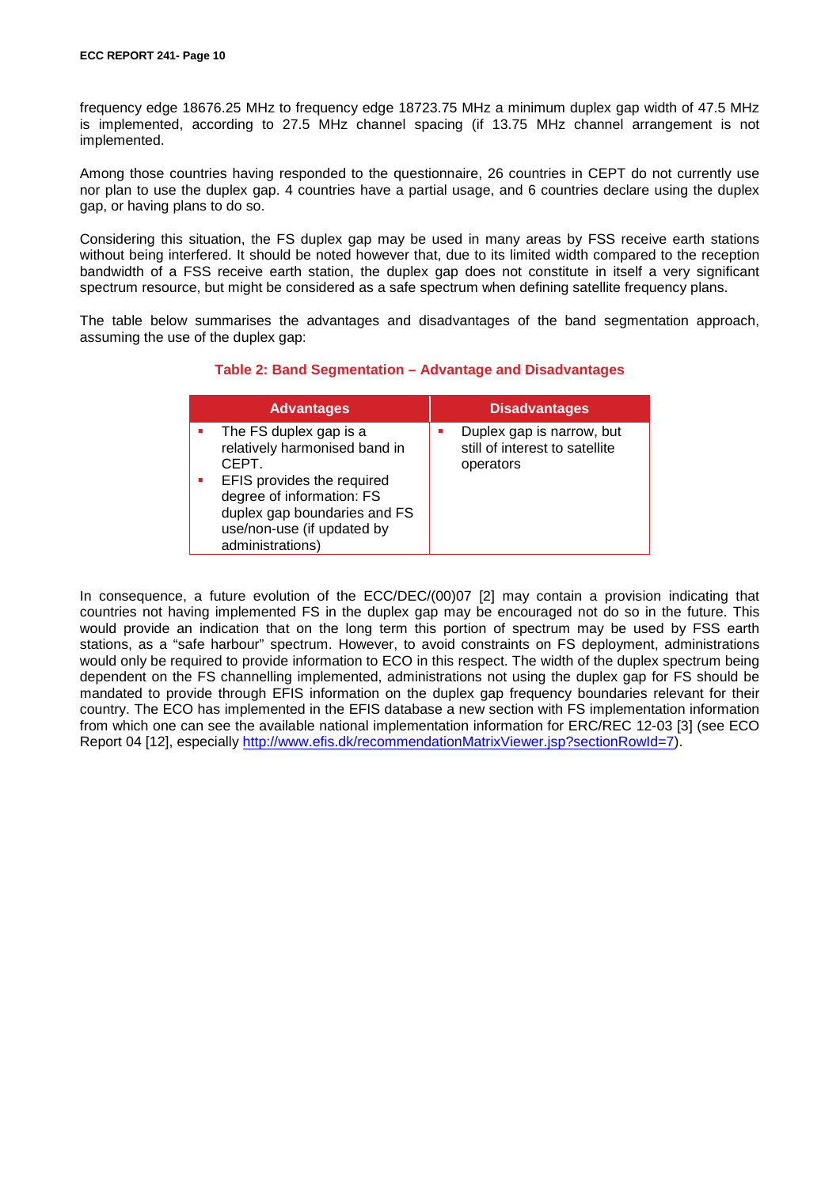frequency edge 18676.25 MHz to frequency edge 18723.75 MHz a minimum duplex gap width of 47.5 MHz is implemented, according to 27.5 MHz channel spacing (if 13.75 MHz channel arrangement is not implemented.

Among those countries having responded to the questionnaire, 26 countries in CEPT do not currently use nor plan to use the duplex gap. 4 countries have a partial usage, and 6 countries declare using the duplex gap, or having plans to do so.

Considering this situation, the FS duplex gap may be used in many areas by FSS receive earth stations without being interfered. It should be noted however that, due to its limited width compared to the reception bandwidth of a FSS receive earth station, the duplex gap does not constitute in itself a very significant spectrum resource, but might be considered as a safe spectrum when defining satellite frequency plans.

The table below summarises the advantages and disadvantages of the band segmentation approach, assuming the use of the duplex gap:

**Table 2: Band Segmentation – Advantage and Disadvantages**

| Advantages | Disadvantages |
|---|---|
| ▪ The FS duplex gap is a relatively harmonised band in CEPT.<br>▪ EFIS provides the required degree of information: FS duplex gap boundaries and FS use/non-use (if updated by administrations) | ▪ Duplex gap is narrow, but still of interest to satellite operators |

In consequence, a future evolution of the ECC/DEC/(00)07 [2] may contain a provision indicating that countries not having implemented FS in the duplex gap may be encouraged not do so in the future. This would provide an indication that on the long term this portion of spectrum may be used by FSS earth stations, as a "safe harbour" spectrum. However, to avoid constraints on FS deployment, administrations would only be required to provide information to ECO in this respect. The width of the duplex spectrum being dependent on the FS channelling implemented, administrations not using the duplex gap for FS should be mandated to provide through EFIS information on the duplex gap frequency boundaries relevant for their country. The ECO has implemented in the EFIS database a new section with FS implementation information from which one can see the available national implementation information for ERC/REC 12-03 [3] (see ECO Report 04 [12], especially http://www.efis.dk/recommendationMatrixViewer.jsp?sectionRowId=7).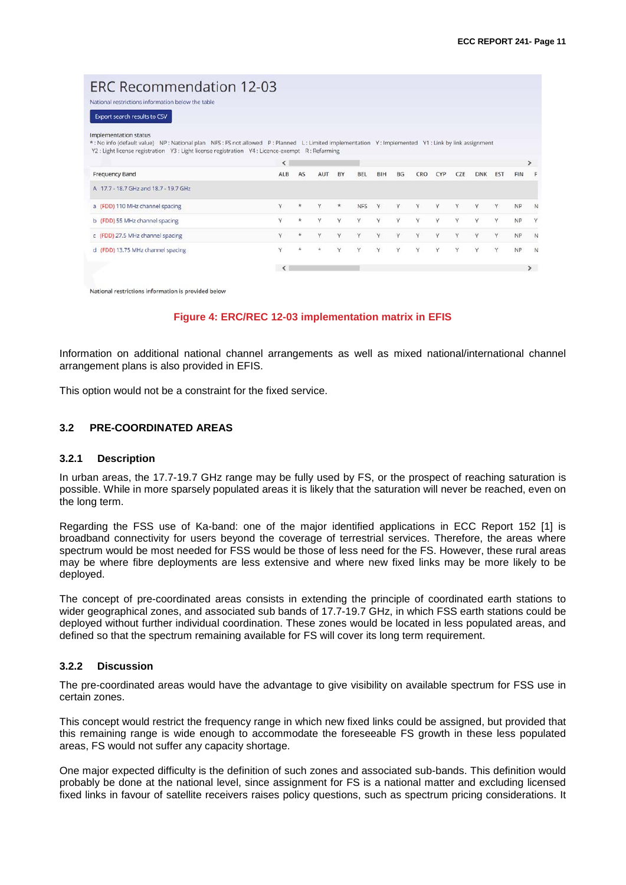ERC Recommendation 12-03

National restrictions information below the table

Export search results to CSV

Implementation status

* : No info (default value)  NP : National plan  NFS : FS not allowed  P : Planned  L : Limited implementation  Y : Implemented  Y1 : Link by link assignment
Y2 : Light license registration  Y3 : Light license registration  Y4 : Licence-exempt  R : Refarming

| Frequency Band | ALB | AS | AUT | BY | BEL | BIH | BG | CRO | CYP | CZE | DNK | EST | FIN | F |
|---|---|---|---|---|---|---|---|---|---|---|---|---|---|---|
| A 17.7 - 18.7 GHz and 18.7 - 19.7 GHz | | | | | | | | | | | | | | |
| a (FDD) 110 MHz channel spacing | Y | * | Y | * | NFS | Y | Y | Y | Y | Y | Y | Y | NP | N |
| b (FDD) 55 MHz channel spacing | Y | * | Y | Y | Y | Y | Y | Y | Y | Y | Y | Y | NP | Y |
| c (FDD) 27.5 MHz channel spacing | Y | * | Y | Y | Y | Y | Y | Y | Y | Y | Y | Y | NP | N |
| d (FDD) 13.75 MHz channel spacing | Y | * | * | Y | Y | Y | Y | Y | Y | Y | Y | Y | NP | N |

National restrictions information is provided below

**Figure 4: ERC/REC 12-03 implementation matrix in EFIS**

Information on additional national channel arrangements as well as mixed national/international channel arrangement plans is also provided in EFIS.

This option would not be a constraint for the fixed service.

## 3.2 PRE-COORDINATED AREAS

### 3.2.1 Description

In urban areas, the 17.7-19.7 GHz range may be fully used by FS, or the prospect of reaching saturation is possible. While in more sparsely populated areas it is likely that the saturation will never be reached, even on the long term.

Regarding the FSS use of Ka-band: one of the major identified applications in ECC Report 152 [1] is broadband connectivity for users beyond the coverage of terrestrial services. Therefore, the areas where spectrum would be most needed for FSS would be those of less need for the FS. However, these rural areas may be where fibre deployments are less extensive and where new fixed links may be more likely to be deployed.

The concept of pre-coordinated areas consists in extending the principle of coordinated earth stations to wider geographical zones, and associated sub bands of 17.7-19.7 GHz, in which FSS earth stations could be deployed without further individual coordination. These zones would be located in less populated areas, and defined so that the spectrum remaining available for FS will cover its long term requirement.

### 3.2.2 Discussion

The pre-coordinated areas would have the advantage to give visibility on available spectrum for FSS use in certain zones.

This concept would restrict the frequency range in which new fixed links could be assigned, but provided that this remaining range is wide enough to accommodate the foreseeable FS growth in these less populated areas, FS would not suffer any capacity shortage.

One major expected difficulty is the definition of such zones and associated sub-bands. This definition would probably be done at the national level, since assignment for FS is a national matter and excluding licensed fixed links in favour of satellite receivers raises policy questions, such as spectrum pricing considerations. It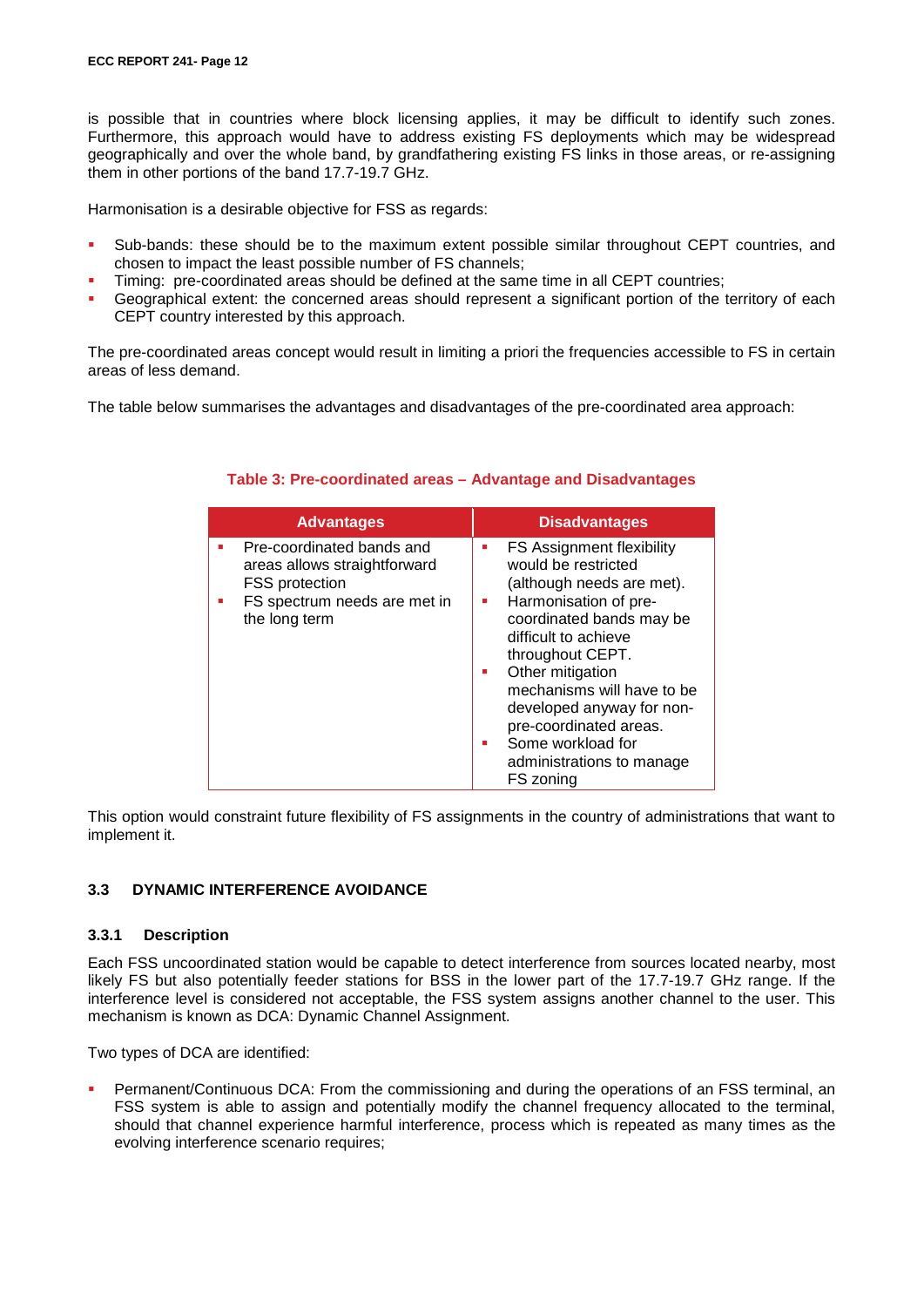is possible that in countries where block licensing applies, it may be difficult to identify such zones. Furthermore, this approach would have to address existing FS deployments which may be widespread geographically and over the whole band, by grandfathering existing FS links in those areas, or re-assigning them in other portions of the band 17.7-19.7 GHz.

Harmonisation is a desirable objective for FSS as regards:

- Sub-bands: these should be to the maximum extent possible similar throughout CEPT countries, and chosen to impact the least possible number of FS channels;
- Timing: pre-coordinated areas should be defined at the same time in all CEPT countries;
- Geographical extent: the concerned areas should represent a significant portion of the territory of each CEPT country interested by this approach.

The pre-coordinated areas concept would result in limiting a priori the frequencies accessible to FS in certain areas of less demand.

The table below summarises the advantages and disadvantages of the pre-coordinated area approach:

**Table 3: Pre-coordinated areas – Advantage and Disadvantages**

| Advantages | Disadvantages |
|---|---|
| ▪ Pre-coordinated bands and areas allows straightforward FSS protection<br>▪ FS spectrum needs are met in the long term | ▪ FS Assignment flexibility would be restricted (although needs are met).<br>▪ Harmonisation of pre-coordinated bands may be difficult to achieve throughout CEPT.<br>▪ Other mitigation mechanisms will have to be developed anyway for non-pre-coordinated areas.<br>▪ Some workload for administrations to manage FS zoning |

This option would constraint future flexibility of FS assignments in the country of administrations that want to implement it.

## 3.3 DYNAMIC INTERFERENCE AVOIDANCE

### 3.3.1 Description

Each FSS uncoordinated station would be capable to detect interference from sources located nearby, most likely FS but also potentially feeder stations for BSS in the lower part of the 17.7-19.7 GHz range. If the interference level is considered not acceptable, the FSS system assigns another channel to the user. This mechanism is known as DCA: Dynamic Channel Assignment.

Two types of DCA are identified:

- Permanent/Continuous DCA: From the commissioning and during the operations of an FSS terminal, an FSS system is able to assign and potentially modify the channel frequency allocated to the terminal, should that channel experience harmful interference, process which is repeated as many times as the evolving interference scenario requires;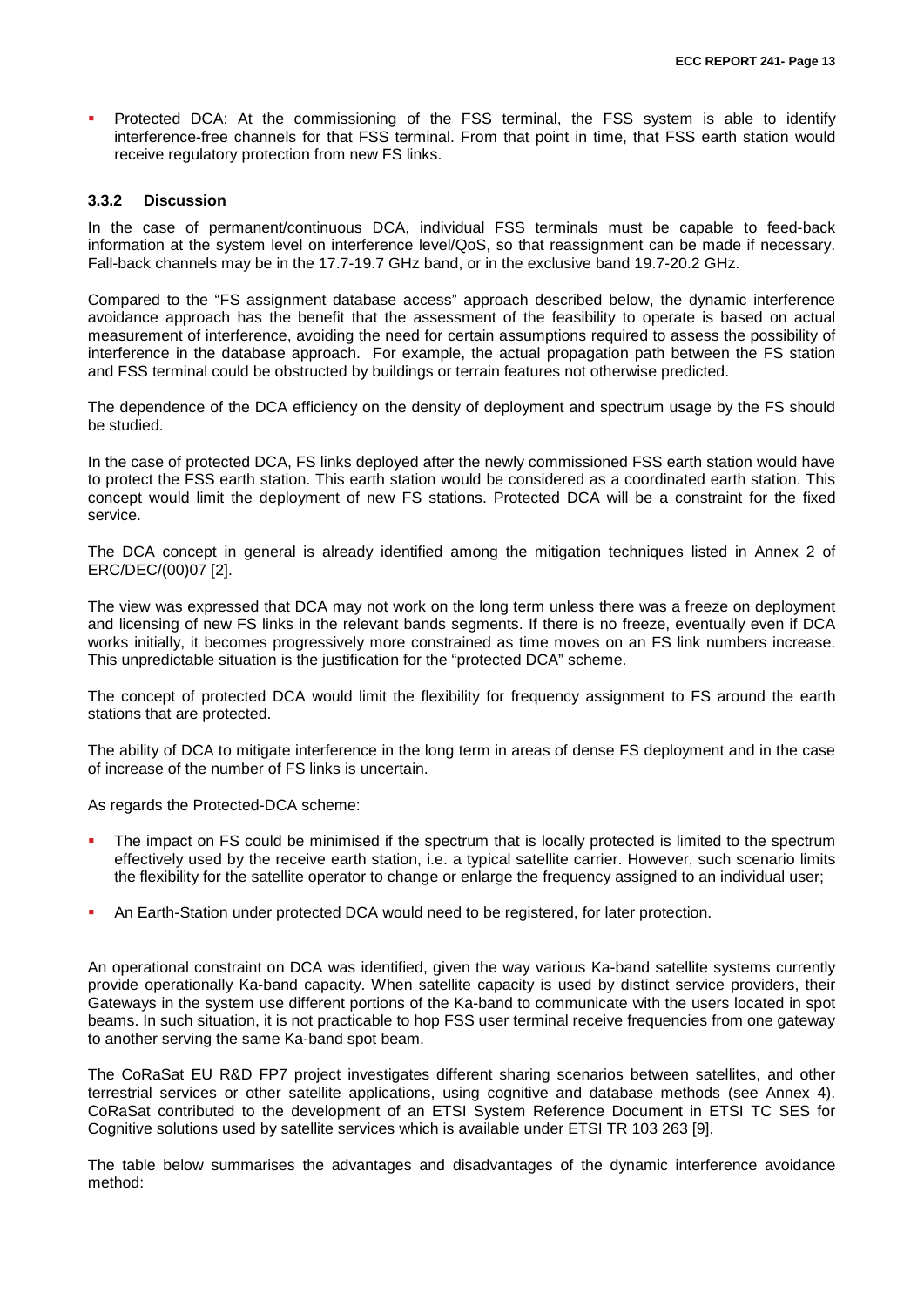- Protected DCA: At the commissioning of the FSS terminal, the FSS system is able to identify interference-free channels for that FSS terminal. From that point in time, that FSS earth station would receive regulatory protection from new FS links.

### 3.3.2 Discussion

In the case of permanent/continuous DCA, individual FSS terminals must be capable to feed-back information at the system level on interference level/QoS, so that reassignment can be made if necessary. Fall-back channels may be in the 17.7-19.7 GHz band, or in the exclusive band 19.7-20.2 GHz.

Compared to the "FS assignment database access" approach described below, the dynamic interference avoidance approach has the benefit that the assessment of the feasibility to operate is based on actual measurement of interference, avoiding the need for certain assumptions required to assess the possibility of interference in the database approach. For example, the actual propagation path between the FS station and FSS terminal could be obstructed by buildings or terrain features not otherwise predicted.

The dependence of the DCA efficiency on the density of deployment and spectrum usage by the FS should be studied.

In the case of protected DCA, FS links deployed after the newly commissioned FSS earth station would have to protect the FSS earth station. This earth station would be considered as a coordinated earth station. This concept would limit the deployment of new FS stations. Protected DCA will be a constraint for the fixed service.

The DCA concept in general is already identified among the mitigation techniques listed in Annex 2 of ERC/DEC/(00)07 [2].

The view was expressed that DCA may not work on the long term unless there was a freeze on deployment and licensing of new FS links in the relevant bands segments. If there is no freeze, eventually even if DCA works initially, it becomes progressively more constrained as time moves on an FS link numbers increase. This unpredictable situation is the justification for the "protected DCA" scheme.

The concept of protected DCA would limit the flexibility for frequency assignment to FS around the earth stations that are protected.

The ability of DCA to mitigate interference in the long term in areas of dense FS deployment and in the case of increase of the number of FS links is uncertain.

As regards the Protected-DCA scheme:

- The impact on FS could be minimised if the spectrum that is locally protected is limited to the spectrum effectively used by the receive earth station, i.e. a typical satellite carrier. However, such scenario limits the flexibility for the satellite operator to change or enlarge the frequency assigned to an individual user;
- An Earth-Station under protected DCA would need to be registered, for later protection.

An operational constraint on DCA was identified, given the way various Ka-band satellite systems currently provide operationally Ka-band capacity. When satellite capacity is used by distinct service providers, their Gateways in the system use different portions of the Ka-band to communicate with the users located in spot beams. In such situation, it is not practicable to hop FSS user terminal receive frequencies from one gateway to another serving the same Ka-band spot beam.

The CoRaSat EU R&D FP7 project investigates different sharing scenarios between satellites, and other terrestrial services or other satellite applications, using cognitive and database methods (see Annex 4). CoRaSat contributed to the development of an ETSI System Reference Document in ETSI TC SES for Cognitive solutions used by satellite services which is available under ETSI TR 103 263 [9].

The table below summarises the advantages and disadvantages of the dynamic interference avoidance method: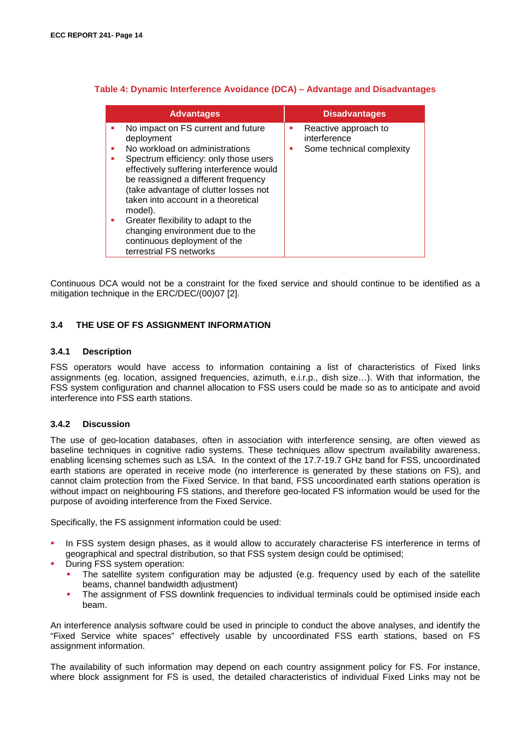**Table 4: Dynamic Interference Avoidance (DCA) – Advantage and Disadvantages**

| Advantages | Disadvantages |
|---|---|
| ▪ No impact on FS current and future deployment<br>▪ No workload on administrations<br>▪ Spectrum efficiency: only those users effectively suffering interference would be reassigned a different frequency (take advantage of clutter losses not taken into account in a theoretical model).<br>▪ Greater flexibility to adapt to the changing environment due to the continuous deployment of the terrestrial FS networks | ▪ Reactive approach to interference<br>▪ Some technical complexity |

Continuous DCA would not be a constraint for the fixed service and should continue to be identified as a mitigation technique in the ERC/DEC/(00)07 [2].

## 3.4 THE USE OF FS ASSIGNMENT INFORMATION

### 3.4.1 Description

FSS operators would have access to information containing a list of characteristics of Fixed links assignments (eg. location, assigned frequencies, azimuth, e.i.r.p., dish size…). With that information, the FSS system configuration and channel allocation to FSS users could be made so as to anticipate and avoid interference into FSS earth stations.

### 3.4.2 Discussion

The use of geo-location databases, often in association with interference sensing, are often viewed as baseline techniques in cognitive radio systems. These techniques allow spectrum availability awareness, enabling licensing schemes such as LSA. In the context of the 17.7-19.7 GHz band for FSS, uncoordinated earth stations are operated in receive mode (no interference is generated by these stations on FS), and cannot claim protection from the Fixed Service. In that band, FSS uncoordinated earth stations operation is without impact on neighbouring FS stations, and therefore geo-located FS information would be used for the purpose of avoiding interference from the Fixed Service.

Specifically, the FS assignment information could be used:

- In FSS system design phases, as it would allow to accurately characterise FS interference in terms of geographical and spectral distribution, so that FSS system design could be optimised;
- During FSS system operation:
  - The satellite system configuration may be adjusted (e.g. frequency used by each of the satellite beams, channel bandwidth adjustment)
  - The assignment of FSS downlink frequencies to individual terminals could be optimised inside each beam.

An interference analysis software could be used in principle to conduct the above analyses, and identify the “Fixed Service white spaces” effectively usable by uncoordinated FSS earth stations, based on FS assignment information.

The availability of such information may depend on each country assignment policy for FS. For instance, where block assignment for FS is used, the detailed characteristics of individual Fixed Links may not be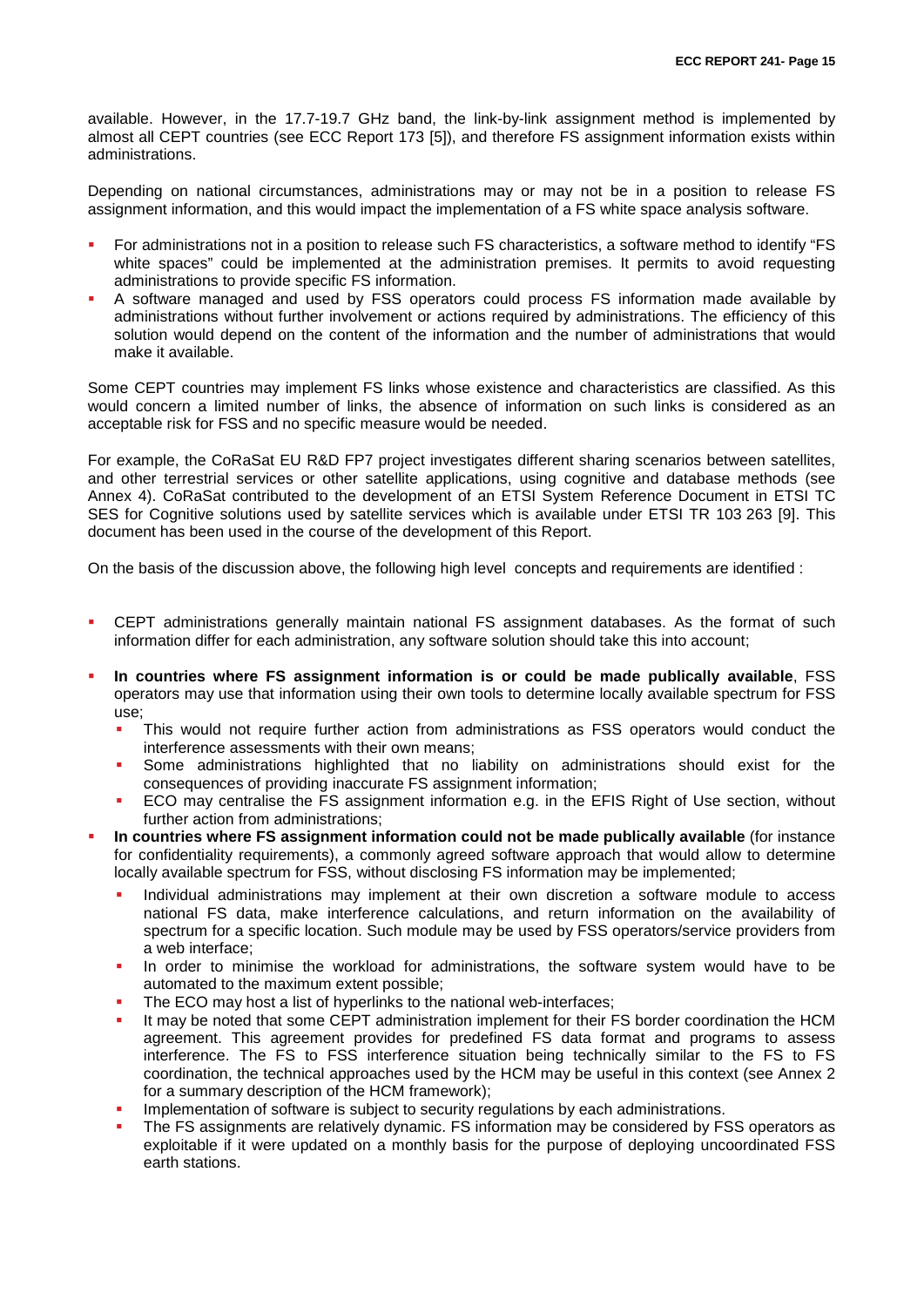available. However, in the 17.7-19.7 GHz band, the link-by-link assignment method is implemented by almost all CEPT countries (see ECC Report 173 [5]), and therefore FS assignment information exists within administrations.

Depending on national circumstances, administrations may or may not be in a position to release FS assignment information, and this would impact the implementation of a FS white space analysis software.

- For administrations not in a position to release such FS characteristics, a software method to identify "FS white spaces" could be implemented at the administration premises. It permits to avoid requesting administrations to provide specific FS information.
- A software managed and used by FSS operators could process FS information made available by administrations without further involvement or actions required by administrations. The efficiency of this solution would depend on the content of the information and the number of administrations that would make it available.

Some CEPT countries may implement FS links whose existence and characteristics are classified. As this would concern a limited number of links, the absence of information on such links is considered as an acceptable risk for FSS and no specific measure would be needed.

For example, the CoRaSat EU R&D FP7 project investigates different sharing scenarios between satellites, and other terrestrial services or other satellite applications, using cognitive and database methods (see Annex 4). CoRaSat contributed to the development of an ETSI System Reference Document in ETSI TC SES for Cognitive solutions used by satellite services which is available under ETSI TR 103 263 [9]. This document has been used in the course of the development of this Report.

On the basis of the discussion above, the following high level concepts and requirements are identified :

- CEPT administrations generally maintain national FS assignment databases. As the format of such information differ for each administration, any software solution should take this into account;
- **In countries where FS assignment information is or could be made publically available**, FSS operators may use that information using their own tools to determine locally available spectrum for FSS use;
  - This would not require further action from administrations as FSS operators would conduct the interference assessments with their own means;
  - Some administrations highlighted that no liability on administrations should exist for the consequences of providing inaccurate FS assignment information;
  - ECO may centralise the FS assignment information e.g. in the EFIS Right of Use section, without further action from administrations;
- **In countries where FS assignment information could not be made publically available** (for instance for confidentiality requirements), a commonly agreed software approach that would allow to determine locally available spectrum for FSS, without disclosing FS information may be implemented;
  - Individual administrations may implement at their own discretion a software module to access national FS data, make interference calculations, and return information on the availability of spectrum for a specific location. Such module may be used by FSS operators/service providers from a web interface;
  - In order to minimise the workload for administrations, the software system would have to be automated to the maximum extent possible;
  - The ECO may host a list of hyperlinks to the national web-interfaces;
  - It may be noted that some CEPT administration implement for their FS border coordination the HCM agreement. This agreement provides for predefined FS data format and programs to assess interference. The FS to FSS interference situation being technically similar to the FS to FS coordination, the technical approaches used by the HCM may be useful in this context (see Annex 2 for a summary description of the HCM framework);
  - Implementation of software is subject to security regulations by each administrations.
  - The FS assignments are relatively dynamic. FS information may be considered by FSS operators as exploitable if it were updated on a monthly basis for the purpose of deploying uncoordinated FSS earth stations.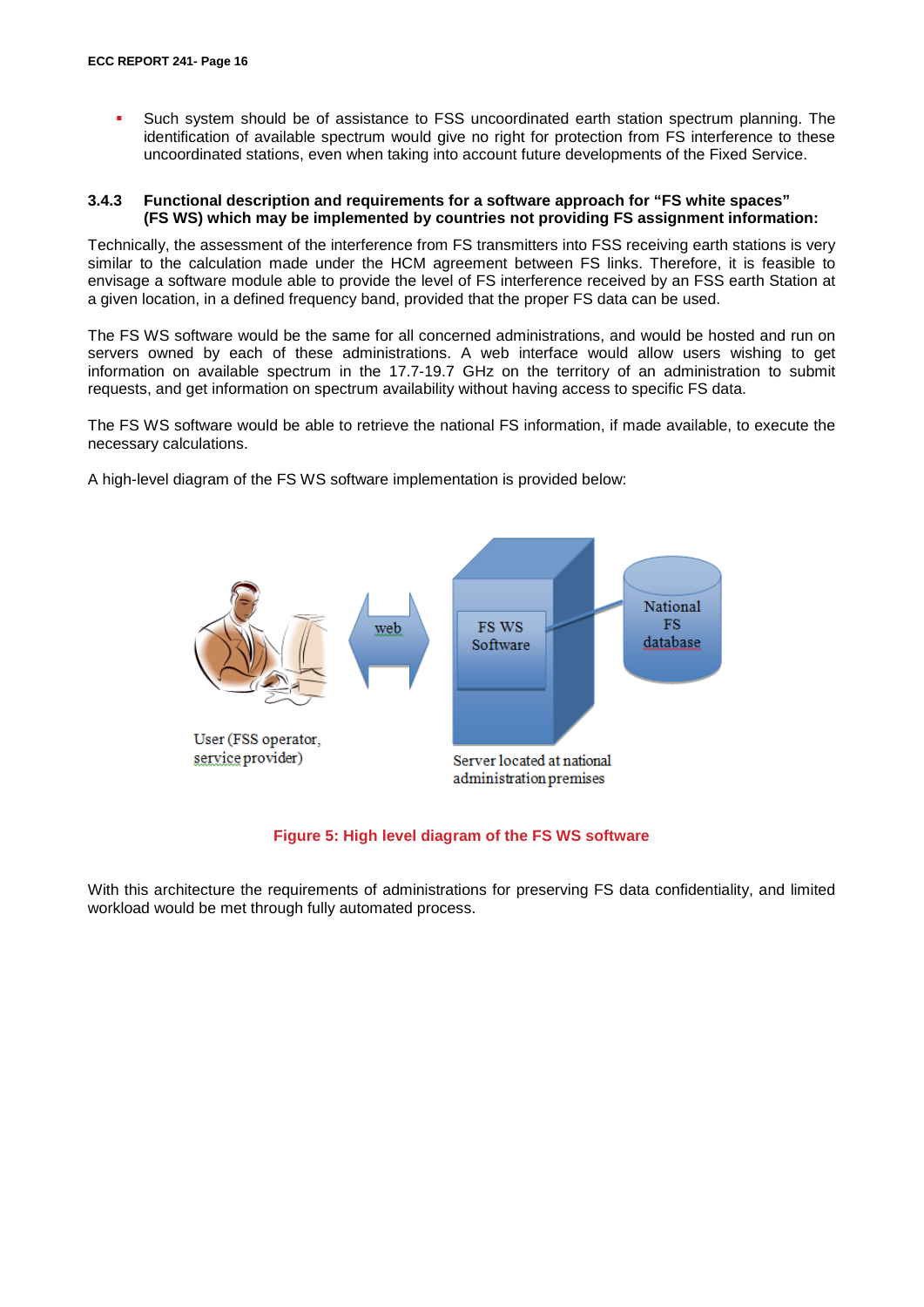- Such system should be of assistance to FSS uncoordinated earth station spectrum planning. The identification of available spectrum would give no right for protection from FS interference to these uncoordinated stations, even when taking into account future developments of the Fixed Service.

### 3.4.3 Functional description and requirements for a software approach for "FS white spaces" (FS WS) which may be implemented by countries not providing FS assignment information:

Technically, the assessment of the interference from FS transmitters into FSS receiving earth stations is very similar to the calculation made under the HCM agreement between FS links. Therefore, it is feasible to envisage a software module able to provide the level of FS interference received by an FSS earth Station at a given location, in a defined frequency band, provided that the proper FS data can be used.

The FS WS software would be the same for all concerned administrations, and would be hosted and run on servers owned by each of these administrations. A web interface would allow users wishing to get information on available spectrum in the 17.7-19.7 GHz on the territory of an administration to submit requests, and get information on spectrum availability without having access to specific FS data.

The FS WS software would be able to retrieve the national FS information, if made available, to execute the necessary calculations.

A high-level diagram of the FS WS software implementation is provided below:

User (FSS operator, service provider)

web

FS WS Software

National FS database

Server located at national administration premises

Figure 5: High level diagram of the FS WS software

With this architecture the requirements of administrations for preserving FS data confidentiality, and limited workload would be met through fully automated process.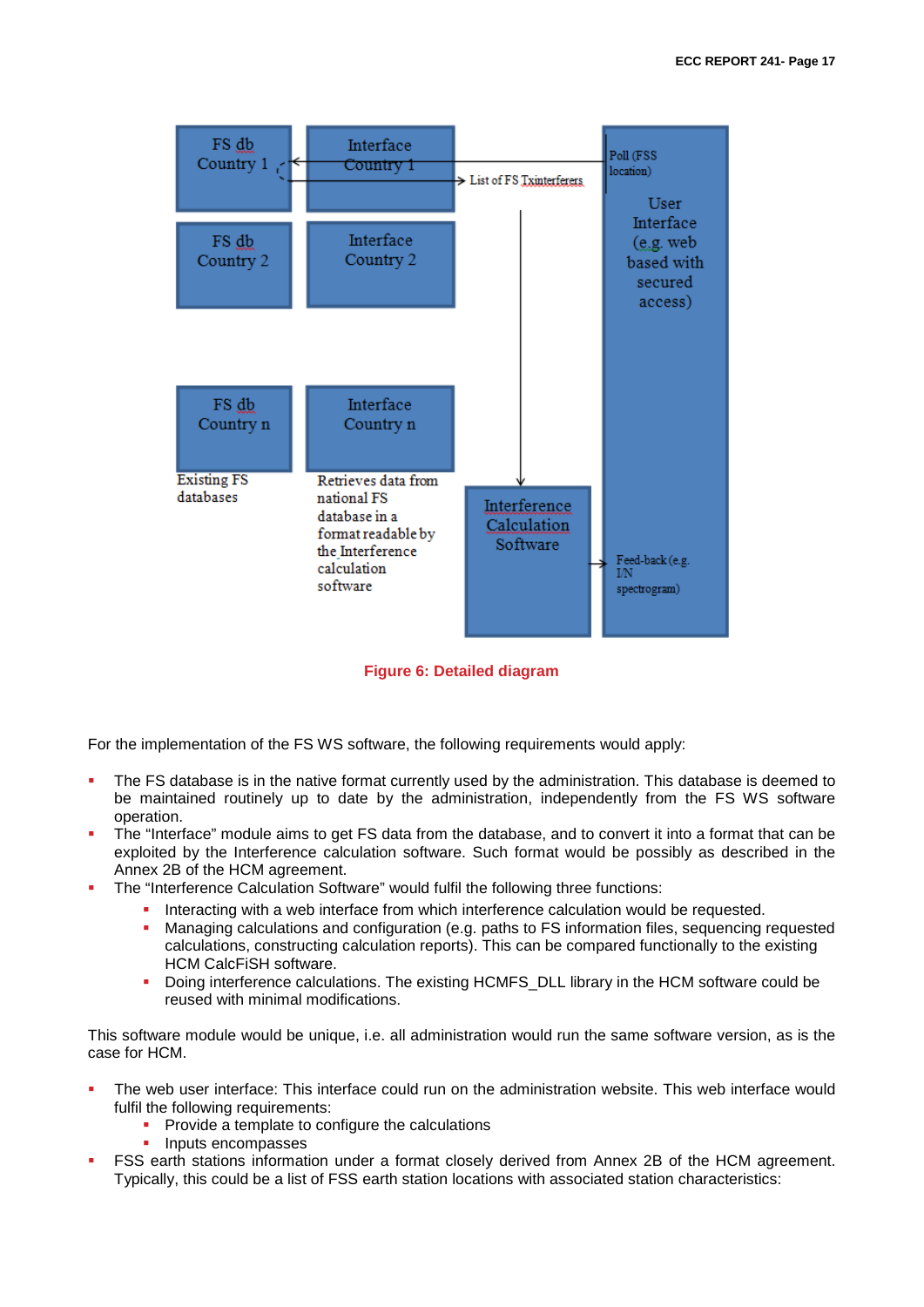Figure 6: Detailed diagram

For the implementation of the FS WS software, the following requirements would apply:

- The FS database is in the native format currently used by the administration. This database is deemed to be maintained routinely up to date by the administration, independently from the FS WS software operation.
- The "Interface" module aims to get FS data from the database, and to convert it into a format that can be exploited by the Interference calculation software. Such format would be possibly as described in the Annex 2B of the HCM agreement.
- The "Interference Calculation Software" would fulfil the following three functions:
  - Interacting with a web interface from which interference calculation would be requested.
  - Managing calculations and configuration (e.g. paths to FS information files, sequencing requested calculations, constructing calculation reports). This can be compared functionally to the existing HCM CalcFiSH software.
  - Doing interference calculations. The existing HCMFS_DLL library in the HCM software could be reused with minimal modifications.

This software module would be unique, i.e. all administration would run the same software version, as is the case for HCM.

- The web user interface: This interface could run on the administration website. This web interface would fulfil the following requirements:
  - Provide a template to configure the calculations
  - Inputs encompasses
- FSS earth stations information under a format closely derived from Annex 2B of the HCM agreement. Typically, this could be a list of FSS earth station locations with associated station characteristics: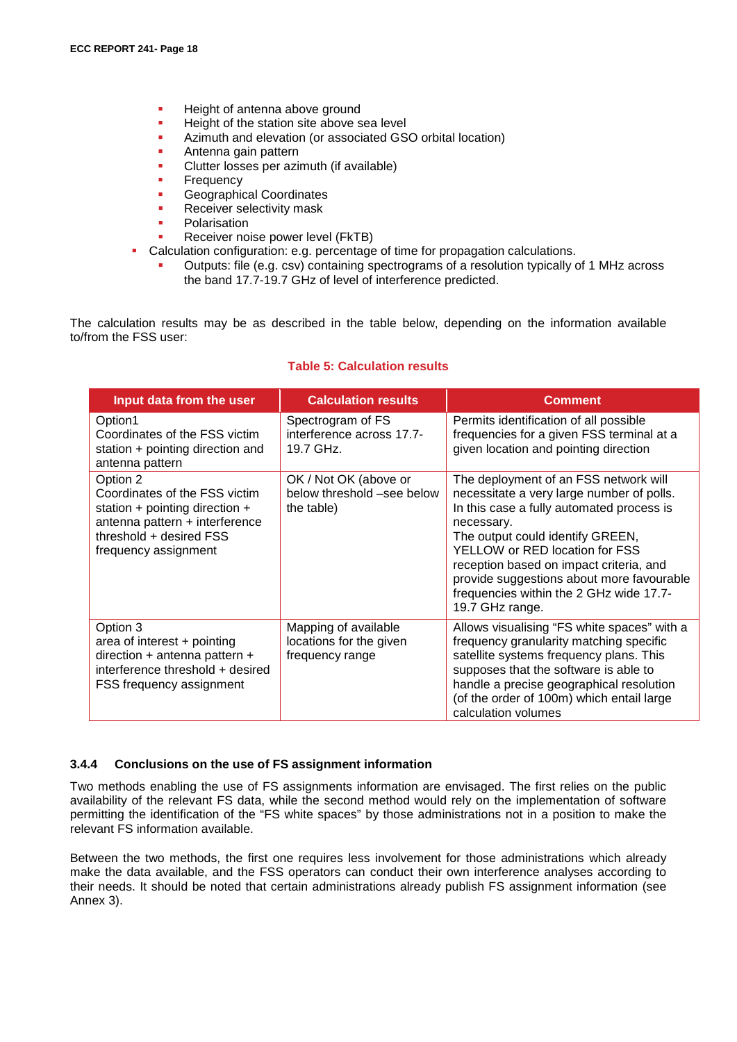- Height of antenna above ground
    - Height of the station site above sea level
    - Azimuth and elevation (or associated GSO orbital location)
    - Antenna gain pattern
    - Clutter losses per azimuth (if available)
    - Frequency
    - Geographical Coordinates
    - Receiver selectivity mask
    - Polarisation
    - Receiver noise power level (FkTB)
- Calculation configuration: e.g. percentage of time for propagation calculations.
    - Outputs: file (e.g. csv) containing spectrograms of a resolution typically of 1 MHz across the band 17.7-19.7 GHz of level of interference predicted.

The calculation results may be as described in the table below, depending on the information available to/from the FSS user:

**Table 5: Calculation results**

| Input data from the user | Calculation results | Comment |
|---|---|---|
| Option1<br>Coordinates of the FSS victim station + pointing direction and antenna pattern | Spectrogram of FS interference across 17.7-19.7 GHz. | Permits identification of all possible frequencies for a given FSS terminal at a given location and pointing direction |
| Option 2<br>Coordinates of the FSS victim station + pointing direction + antenna pattern + interference threshold + desired FSS frequency assignment | OK / Not OK (above or below threshold –see below the table) | The deployment of an FSS network will necessitate a very large number of polls. In this case a fully automated process is necessary.<br>The output could identify GREEN, YELLOW or RED location for FSS reception based on impact criteria, and provide suggestions about more favourable frequencies within the 2 GHz wide 17.7-19.7 GHz range. |
| Option 3<br>area of interest + pointing direction + antenna pattern + interference threshold + desired FSS frequency assignment | Mapping of available locations for the given frequency range | Allows visualising “FS white spaces” with a frequency granularity matching specific satellite systems frequency plans. This supposes that the software is able to handle a precise geographical resolution (of the order of 100m) which entail large calculation volumes |

### 3.4.4 Conclusions on the use of FS assignment information

Two methods enabling the use of FS assignments information are envisaged. The first relies on the public availability of the relevant FS data, while the second method would rely on the implementation of software permitting the identification of the “FS white spaces” by those administrations not in a position to make the relevant FS information available.

Between the two methods, the first one requires less involvement for those administrations which already make the data available, and the FSS operators can conduct their own interference analyses according to their needs. It should be noted that certain administrations already publish FS assignment information (see Annex 3).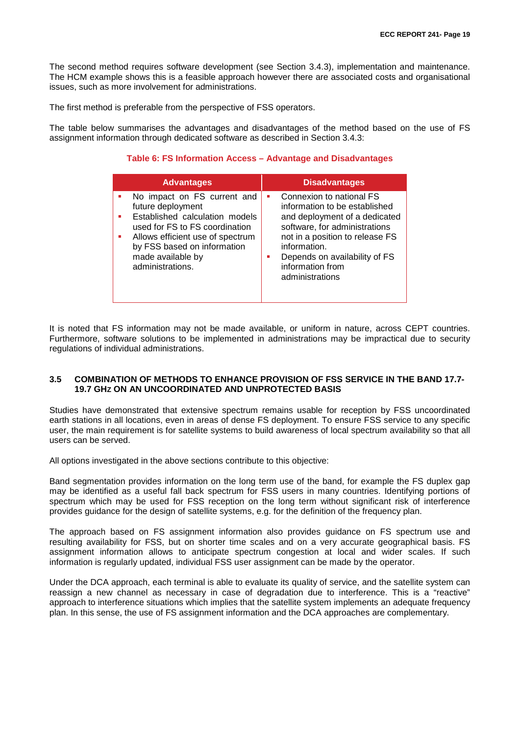The second method requires software development (see Section 3.4.3), implementation and maintenance. The HCM example shows this is a feasible approach however there are associated costs and organisational issues, such as more involvement for administrations.

The first method is preferable from the perspective of FSS operators.

The table below summarises the advantages and disadvantages of the method based on the use of FS assignment information through dedicated software as described in Section 3.4.3:

**Table 6: FS Information Access – Advantage and Disadvantages**

| Advantages | Disadvantages |
|---|---|
| ▪ No impact on FS current and future deployment<br>▪ Established calculation models used for FS to FS coordination<br>▪ Allows efficient use of spectrum by FSS based on information made available by administrations. | ▪ Connexion to national FS information to be established and deployment of a dedicated software, for administrations not in a position to release FS information.<br>▪ Depends on availability of FS information from administrations |

It is noted that FS information may not be made available, or uniform in nature, across CEPT countries. Furthermore, software solutions to be implemented in administrations may be impractical due to security regulations of individual administrations.

### 3.5 COMBINATION OF METHODS TO ENHANCE PROVISION OF FSS SERVICE IN THE BAND 17.7-19.7 GHZ ON AN UNCOORDINATED AND UNPROTECTED BASIS

Studies have demonstrated that extensive spectrum remains usable for reception by FSS uncoordinated earth stations in all locations, even in areas of dense FS deployment. To ensure FSS service to any specific user, the main requirement is for satellite systems to build awareness of local spectrum availability so that all users can be served.

All options investigated in the above sections contribute to this objective:

Band segmentation provides information on the long term use of the band, for example the FS duplex gap may be identified as a useful fall back spectrum for FSS users in many countries. Identifying portions of spectrum which may be used for FSS reception on the long term without significant risk of interference provides guidance for the design of satellite systems, e.g. for the definition of the frequency plan.

The approach based on FS assignment information also provides guidance on FS spectrum use and resulting availability for FSS, but on shorter time scales and on a very accurate geographical basis. FS assignment information allows to anticipate spectrum congestion at local and wider scales. If such information is regularly updated, individual FSS user assignment can be made by the operator.

Under the DCA approach, each terminal is able to evaluate its quality of service, and the satellite system can reassign a new channel as necessary in case of degradation due to interference. This is a "reactive" approach to interference situations which implies that the satellite system implements an adequate frequency plan. In this sense, the use of FS assignment information and the DCA approaches are complementary.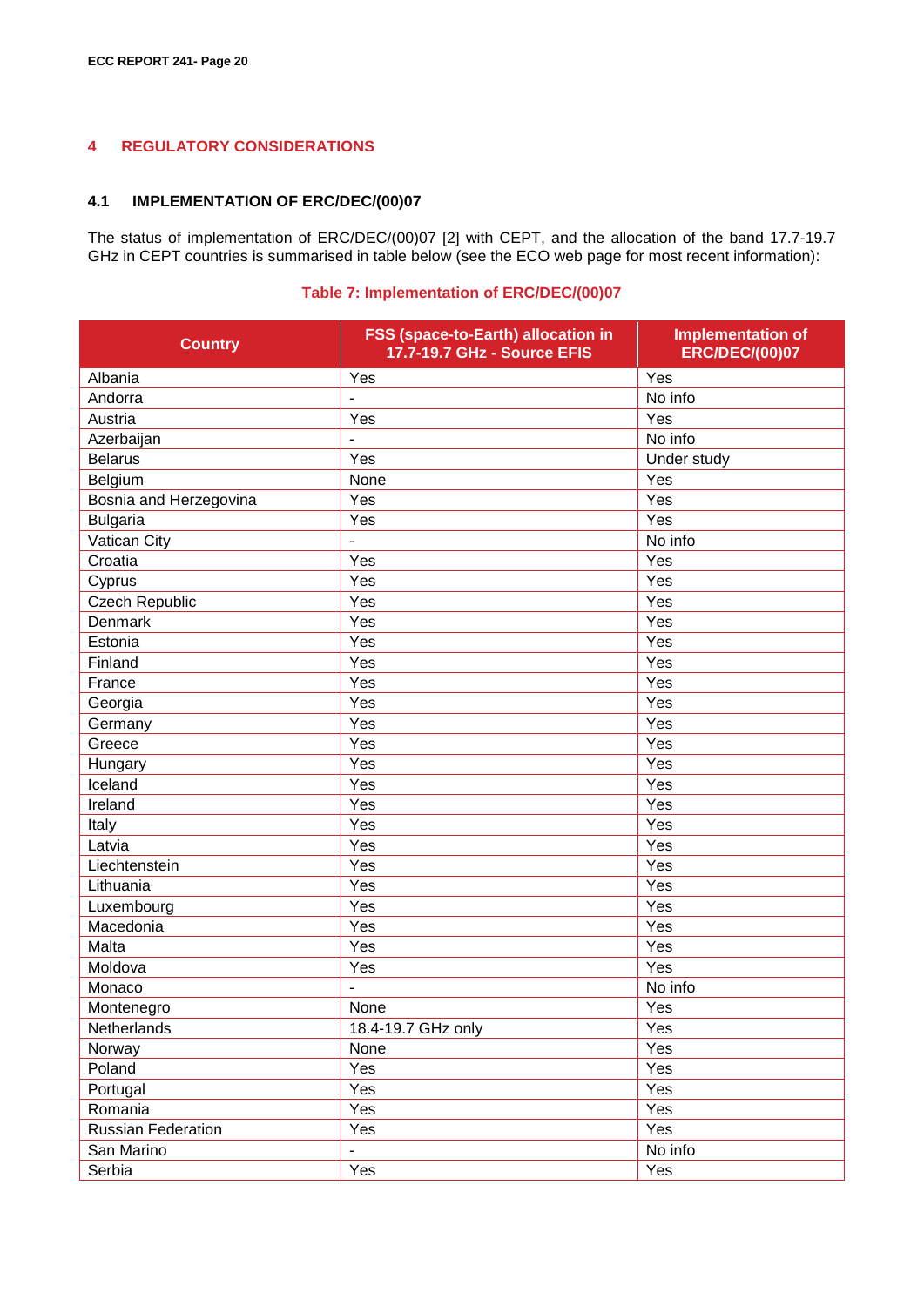# 4 REGULATORY CONSIDERATIONS

## 4.1 IMPLEMENTATION OF ERC/DEC/(00)07

The status of implementation of ERC/DEC/(00)07 [2] with CEPT, and the allocation of the band 17.7-19.7 GHz in CEPT countries is summarised in table below (see the ECO web page for most recent information):

**Table 7: Implementation of ERC/DEC/(00)07**

| Country | FSS (space-to-Earth) allocation in 17.7-19.7 GHz - Source EFIS | Implementation of ERC/DEC/(00)07 |
| --- | --- | --- |
| Albania | Yes | Yes |
| Andorra | - | No info |
| Austria | Yes | Yes |
| Azerbaijan | - | No info |
| Belarus | Yes | Under study |
| Belgium | None | Yes |
| Bosnia and Herzegovina | Yes | Yes |
| Bulgaria | Yes | Yes |
| Vatican City | - | No info |
| Croatia | Yes | Yes |
| Cyprus | Yes | Yes |
| Czech Republic | Yes | Yes |
| Denmark | Yes | Yes |
| Estonia | Yes | Yes |
| Finland | Yes | Yes |
| France | Yes | Yes |
| Georgia | Yes | Yes |
| Germany | Yes | Yes |
| Greece | Yes | Yes |
| Hungary | Yes | Yes |
| Iceland | Yes | Yes |
| Ireland | Yes | Yes |
| Italy | Yes | Yes |
| Latvia | Yes | Yes |
| Liechtenstein | Yes | Yes |
| Lithuania | Yes | Yes |
| Luxembourg | Yes | Yes |
| Macedonia | Yes | Yes |
| Malta | Yes | Yes |
| Moldova | Yes | Yes |
| Monaco | - | No info |
| Montenegro | None | Yes |
| Netherlands | 18.4-19.7 GHz only | Yes |
| Norway | None | Yes |
| Poland | Yes | Yes |
| Portugal | Yes | Yes |
| Romania | Yes | Yes |
| Russian Federation | Yes | Yes |
| San Marino | - | No info |
| Serbia | Yes | Yes |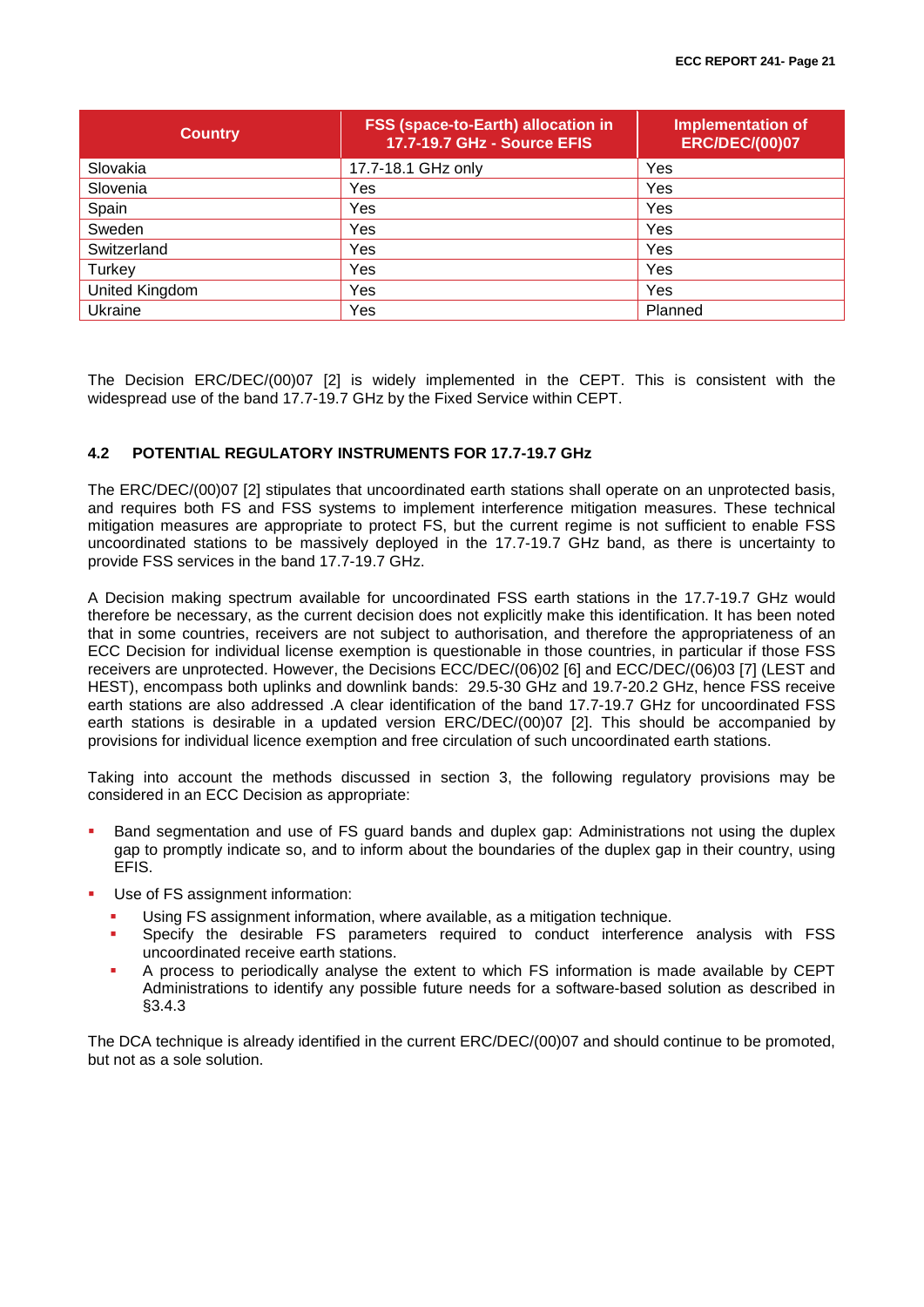| Country | FSS (space-to-Earth) allocation in 17.7-19.7 GHz - Source EFIS | Implementation of ERC/DEC/(00)07 |
|---|---|---|
| Slovakia | 17.7-18.1 GHz only | Yes |
| Slovenia | Yes | Yes |
| Spain | Yes | Yes |
| Sweden | Yes | Yes |
| Switzerland | Yes | Yes |
| Turkey | Yes | Yes |
| United Kingdom | Yes | Yes |
| Ukraine | Yes | Planned |

The Decision ERC/DEC/(00)07 [2] is widely implemented in the CEPT. This is consistent with the widespread use of the band 17.7-19.7 GHz by the Fixed Service within CEPT.

### 4.2 POTENTIAL REGULATORY INSTRUMENTS FOR 17.7-19.7 GHz

The ERC/DEC/(00)07 [2] stipulates that uncoordinated earth stations shall operate on an unprotected basis, and requires both FS and FSS systems to implement interference mitigation measures. These technical mitigation measures are appropriate to protect FS, but the current regime is not sufficient to enable FSS uncoordinated stations to be massively deployed in the 17.7-19.7 GHz band, as there is uncertainty to provide FSS services in the band 17.7-19.7 GHz.

A Decision making spectrum available for uncoordinated FSS earth stations in the 17.7-19.7 GHz would therefore be necessary, as the current decision does not explicitly make this identification. It has been noted that in some countries, receivers are not subject to authorisation, and therefore the appropriateness of an ECC Decision for individual license exemption is questionable in those countries, in particular if those FSS receivers are unprotected. However, the Decisions ECC/DEC/(06)02 [6] and ECC/DEC/(06)03 [7] (LEST and HEST), encompass both uplinks and downlink bands: 29.5-30 GHz and 19.7-20.2 GHz, hence FSS receive earth stations are also addressed .A clear identification of the band 17.7-19.7 GHz for uncoordinated FSS earth stations is desirable in a updated version ERC/DEC/(00)07 [2]. This should be accompanied by provisions for individual licence exemption and free circulation of such uncoordinated earth stations.

Taking into account the methods discussed in section 3, the following regulatory provisions may be considered in an ECC Decision as appropriate:

- Band segmentation and use of FS guard bands and duplex gap: Administrations not using the duplex gap to promptly indicate so, and to inform about the boundaries of the duplex gap in their country, using EFIS.
- Use of FS assignment information:
  - Using FS assignment information, where available, as a mitigation technique.
  - Specify the desirable FS parameters required to conduct interference analysis with FSS uncoordinated receive earth stations.
  - A process to periodically analyse the extent to which FS information is made available by CEPT Administrations to identify any possible future needs for a software-based solution as described in §3.4.3

The DCA technique is already identified in the current ERC/DEC/(00)07 and should continue to be promoted, but not as a sole solution.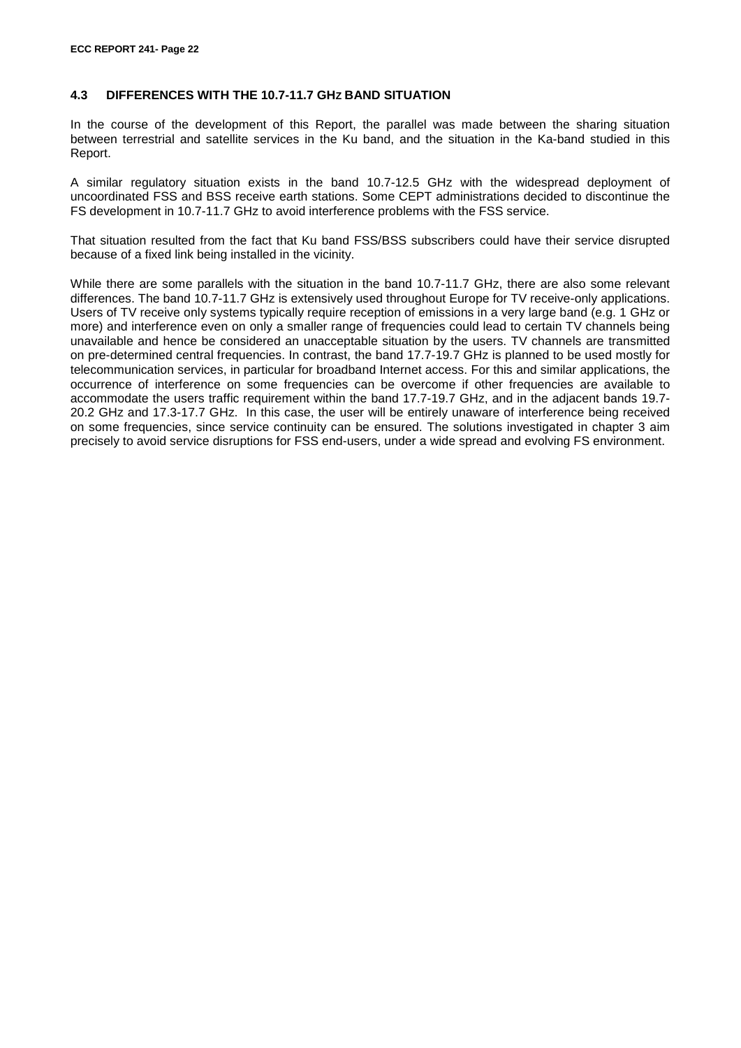### 4.3 DIFFERENCES WITH THE 10.7-11.7 GHZ BAND SITUATION

In the course of the development of this Report, the parallel was made between the sharing situation between terrestrial and satellite services in the Ku band, and the situation in the Ka-band studied in this Report.

A similar regulatory situation exists in the band 10.7-12.5 GHz with the widespread deployment of uncoordinated FSS and BSS receive earth stations. Some CEPT administrations decided to discontinue the FS development in 10.7-11.7 GHz to avoid interference problems with the FSS service.

That situation resulted from the fact that Ku band FSS/BSS subscribers could have their service disrupted because of a fixed link being installed in the vicinity.

While there are some parallels with the situation in the band 10.7-11.7 GHz, there are also some relevant differences. The band 10.7-11.7 GHz is extensively used throughout Europe for TV receive-only applications. Users of TV receive only systems typically require reception of emissions in a very large band (e.g. 1 GHz or more) and interference even on only a smaller range of frequencies could lead to certain TV channels being unavailable and hence be considered an unacceptable situation by the users. TV channels are transmitted on pre-determined central frequencies. In contrast, the band 17.7-19.7 GHz is planned to be used mostly for telecommunication services, in particular for broadband Internet access. For this and similar applications, the occurrence of interference on some frequencies can be overcome if other frequencies are available to accommodate the users traffic requirement within the band 17.7-19.7 GHz, and in the adjacent bands 19.7-20.2 GHz and 17.3-17.7 GHz. In this case, the user will be entirely unaware of interference being received on some frequencies, since service continuity can be ensured. The solutions investigated in chapter 3 aim precisely to avoid service disruptions for FSS end-users, under a wide spread and evolving FS environment.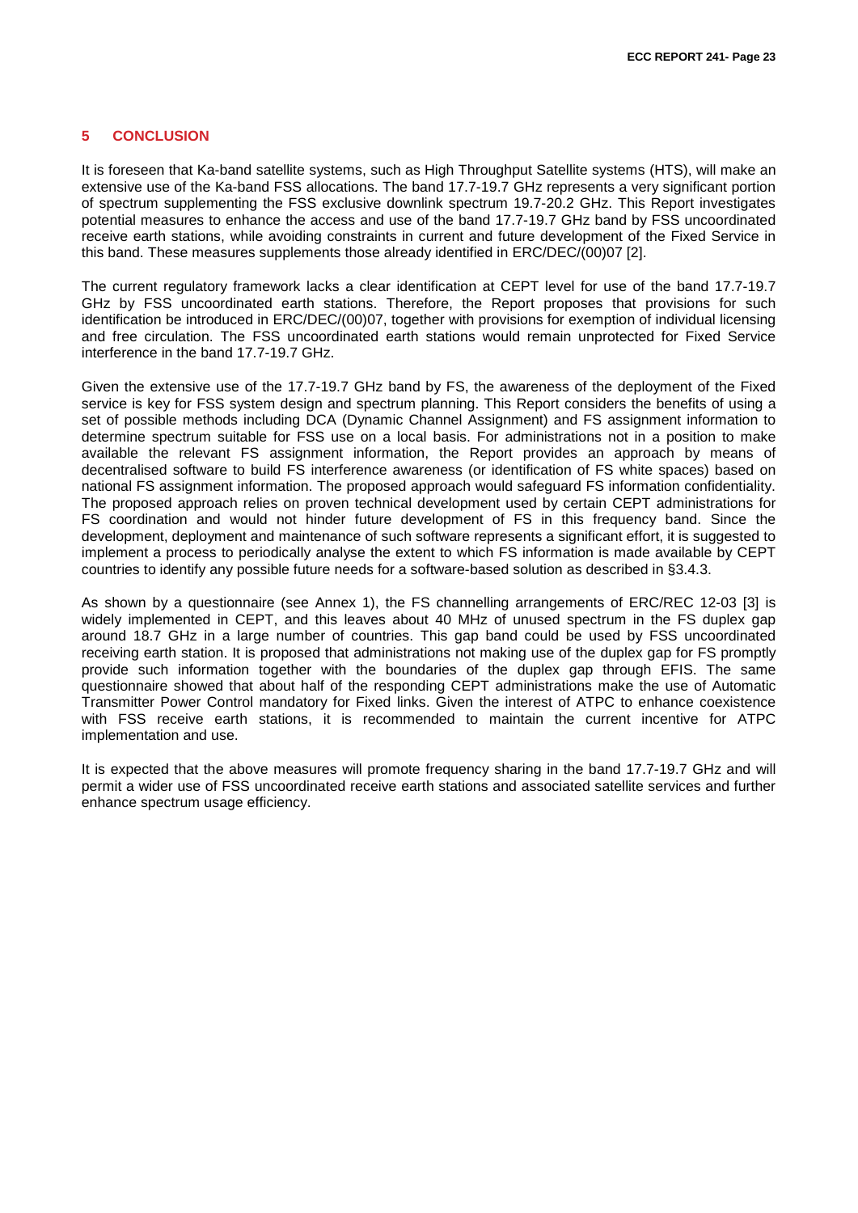# 5 CONCLUSION

It is foreseen that Ka-band satellite systems, such as High Throughput Satellite systems (HTS), will make an extensive use of the Ka-band FSS allocations. The band 17.7-19.7 GHz represents a very significant portion of spectrum supplementing the FSS exclusive downlink spectrum 19.7-20.2 GHz. This Report investigates potential measures to enhance the access and use of the band 17.7-19.7 GHz band by FSS uncoordinated receive earth stations, while avoiding constraints in current and future development of the Fixed Service in this band. These measures supplements those already identified in ERC/DEC/(00)07 [2].

The current regulatory framework lacks a clear identification at CEPT level for use of the band 17.7-19.7 GHz by FSS uncoordinated earth stations. Therefore, the Report proposes that provisions for such identification be introduced in ERC/DEC/(00)07, together with provisions for exemption of individual licensing and free circulation. The FSS uncoordinated earth stations would remain unprotected for Fixed Service interference in the band 17.7-19.7 GHz.

Given the extensive use of the 17.7-19.7 GHz band by FS, the awareness of the deployment of the Fixed service is key for FSS system design and spectrum planning. This Report considers the benefits of using a set of possible methods including DCA (Dynamic Channel Assignment) and FS assignment information to determine spectrum suitable for FSS use on a local basis. For administrations not in a position to make available the relevant FS assignment information, the Report provides an approach by means of decentralised software to build FS interference awareness (or identification of FS white spaces) based on national FS assignment information. The proposed approach would safeguard FS information confidentiality. The proposed approach relies on proven technical development used by certain CEPT administrations for FS coordination and would not hinder future development of FS in this frequency band. Since the development, deployment and maintenance of such software represents a significant effort, it is suggested to implement a process to periodically analyse the extent to which FS information is made available by CEPT countries to identify any possible future needs for a software-based solution as described in §3.4.3.

As shown by a questionnaire (see Annex 1), the FS channelling arrangements of ERC/REC 12-03 [3] is widely implemented in CEPT, and this leaves about 40 MHz of unused spectrum in the FS duplex gap around 18.7 GHz in a large number of countries. This gap band could be used by FSS uncoordinated receiving earth station. It is proposed that administrations not making use of the duplex gap for FS promptly provide such information together with the boundaries of the duplex gap through EFIS. The same questionnaire showed that about half of the responding CEPT administrations make the use of Automatic Transmitter Power Control mandatory for Fixed links. Given the interest of ATPC to enhance coexistence with FSS receive earth stations, it is recommended to maintain the current incentive for ATPC implementation and use.

It is expected that the above measures will promote frequency sharing in the band 17.7-19.7 GHz and will permit a wider use of FSS uncoordinated receive earth stations and associated satellite services and further enhance spectrum usage efficiency.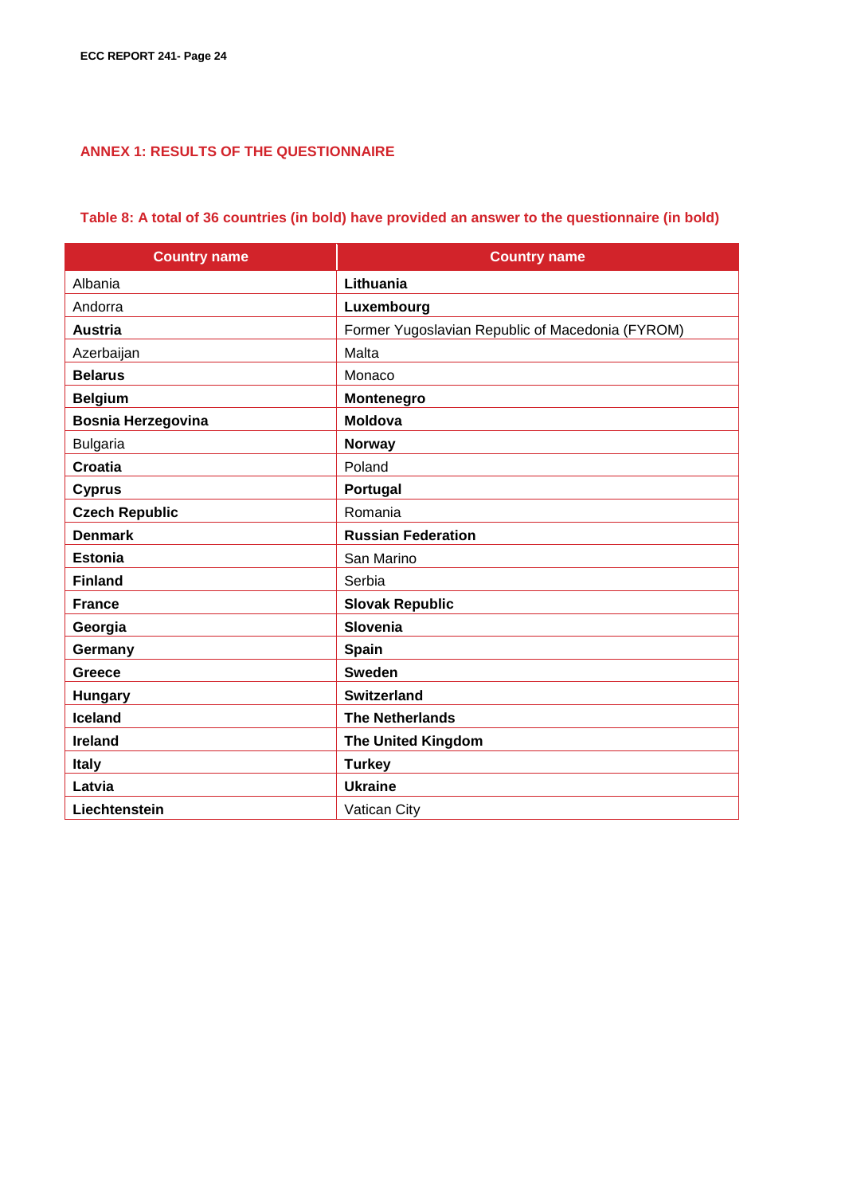## ANNEX 1: RESULTS OF THE QUESTIONNAIRE

**Table 8: A total of 36 countries (in bold) have provided an answer to the questionnaire (in bold)**

| Country name | Country name |
|---|---|
| Albania | **Lithuania** |
| Andorra | **Luxembourg** |
| **Austria** | Former Yugoslavian Republic of Macedonia (FYROM) |
| Azerbaijan | Malta |
| **Belarus** | Monaco |
| **Belgium** | **Montenegro** |
| **Bosnia Herzegovina** | **Moldova** |
| Bulgaria | **Norway** |
| **Croatia** | Poland |
| **Cyprus** | **Portugal** |
| **Czech Republic** | Romania |
| **Denmark** | **Russian Federation** |
| **Estonia** | San Marino |
| **Finland** | Serbia |
| **France** | **Slovak Republic** |
| **Georgia** | **Slovenia** |
| **Germany** | **Spain** |
| **Greece** | **Sweden** |
| **Hungary** | **Switzerland** |
| **Iceland** | **The Netherlands** |
| **Ireland** | **The United Kingdom** |
| **Italy** | **Turkey** |
| **Latvia** | **Ukraine** |
| **Liechtenstein** | Vatican City |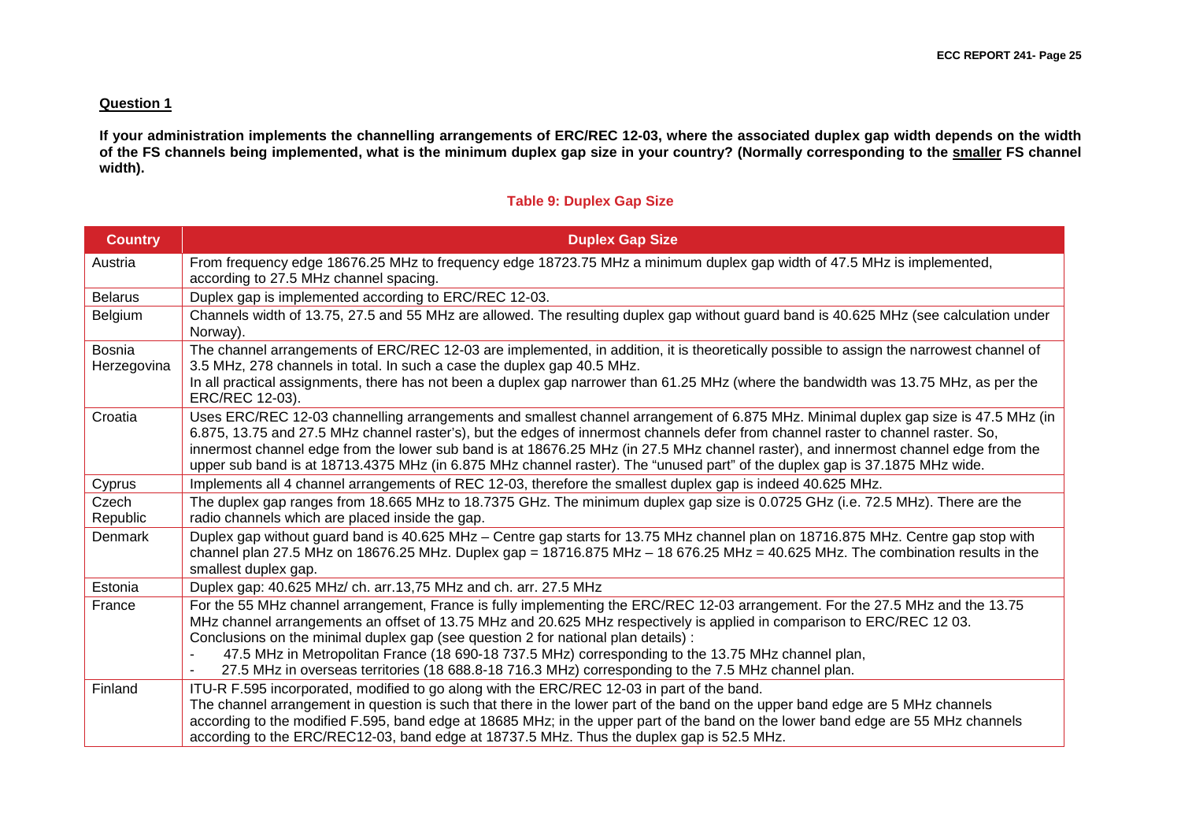**Question 1**

**If your administration implements the channelling arrangements of ERC/REC 12-03, where the associated duplex gap width depends on the width of the FS channels being implemented, what is the minimum duplex gap size in your country? (Normally corresponding to the smaller FS channel width).**

**Table 9: Duplex Gap Size**

| Country | Duplex Gap Size |
|---|---|
| Austria | From frequency edge 18676.25 MHz to frequency edge 18723.75 MHz a minimum duplex gap width of 47.5 MHz is implemented, according to 27.5 MHz channel spacing. |
| Belarus | Duplex gap is implemented according to ERC/REC 12-03. |
| Belgium | Channels width of 13.75, 27.5 and 55 MHz are allowed. The resulting duplex gap without guard band is 40.625 MHz (see calculation under Norway). |
| Bosnia Herzegovina | The channel arrangements of ERC/REC 12-03 are implemented, in addition, it is theoretically possible to assign the narrowest channel of 3.5 MHz, 278 channels in total. In such a case the duplex gap 40.5 MHz.<br>In all practical assignments, there has not been a duplex gap narrower than 61.25 MHz (where the bandwidth was 13.75 MHz, as per the ERC/REC 12-03). |
| Croatia | Uses ERC/REC 12-03 channelling arrangements and smallest channel arrangement of 6.875 MHz. Minimal duplex gap size is 47.5 MHz (in 6.875, 13.75 and 27.5 MHz channel raster's), but the edges of innermost channels defer from channel raster to channel raster. So, innermost channel edge from the lower sub band is at 18676.25 MHz (in 27.5 MHz channel raster), and innermost channel edge from the upper sub band is at 18713.4375 MHz (in 6.875 MHz channel raster). The "unused part" of the duplex gap is 37.1875 MHz wide. |
| Cyprus | Implements all 4 channel arrangements of REC 12-03, therefore the smallest duplex gap is indeed 40.625 MHz. |
| Czech Republic | The duplex gap ranges from 18.665 MHz to 18.7375 GHz. The minimum duplex gap size is 0.0725 GHz (i.e. 72.5 MHz). There are the radio channels which are placed inside the gap. |
| Denmark | Duplex gap without guard band is 40.625 MHz – Centre gap starts for 13.75 MHz channel plan on 18716.875 MHz. Centre gap stop with channel plan 27.5 MHz on 18676.25 MHz. Duplex gap = 18716.875 MHz – 18 676.25 MHz = 40.625 MHz. The combination results in the smallest duplex gap. |
| Estonia | Duplex gap: 40.625 MHz/ ch. arr.13,75 MHz and ch. arr. 27.5 MHz |
| France | For the 55 MHz channel arrangement, France is fully implementing the ERC/REC 12-03 arrangement. For the 27.5 MHz and the 13.75 MHz channel arrangements an offset of 13.75 MHz and 20.625 MHz respectively is applied in comparison to ERC/REC 12 03.<br>Conclusions on the minimal duplex gap (see question 2 for national plan details) :<br>- 47.5 MHz in Metropolitan France (18 690-18 737.5 MHz) corresponding to the 13.75 MHz channel plan,<br>- 27.5 MHz in overseas territories (18 688.8-18 716.3 MHz) corresponding to the 7.5 MHz channel plan. |
| Finland | ITU-R F.595 incorporated, modified to go along with the ERC/REC 12-03 in part of the band.<br>The channel arrangement in question is such that there in the lower part of the band on the upper band edge are 5 MHz channels according to the modified F.595, band edge at 18685 MHz; in the upper part of the band on the lower band edge are 55 MHz channels according to the ERC/REC12-03, band edge at 18737.5 MHz. Thus the duplex gap is 52.5 MHz. |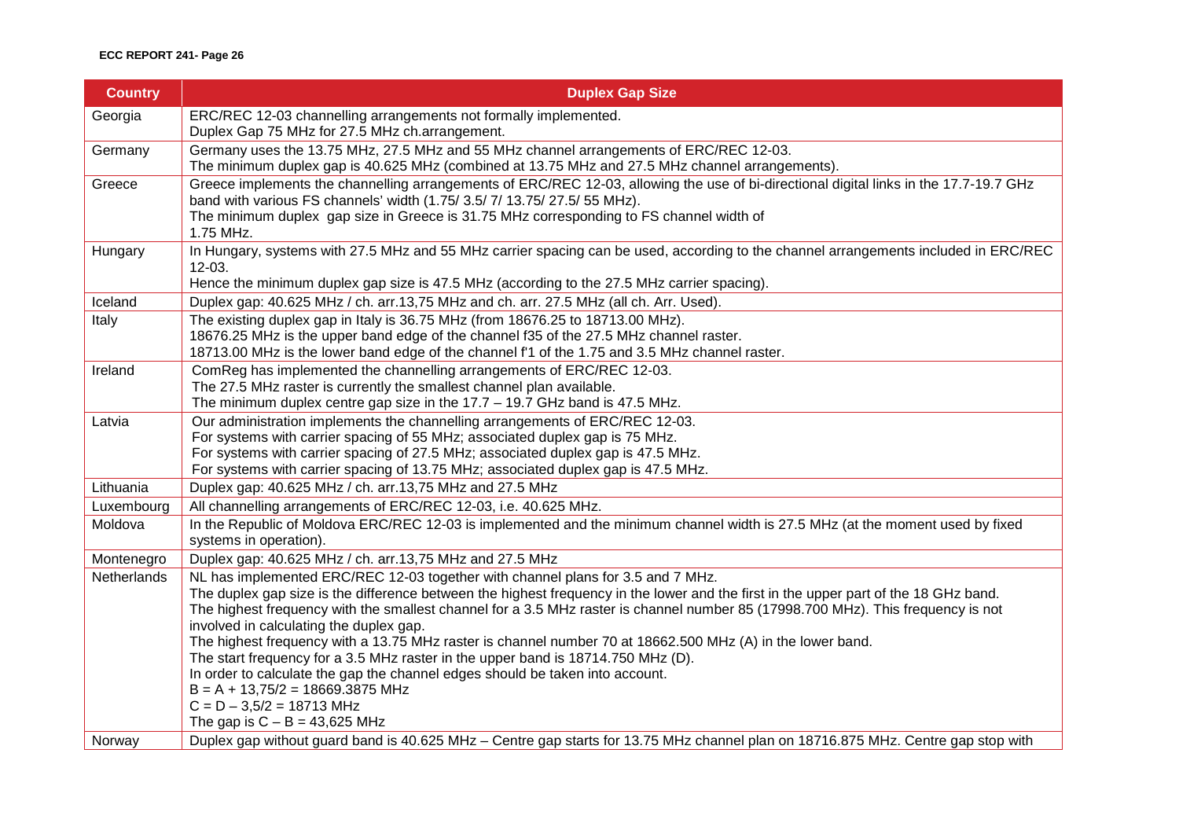| Country | Duplex Gap Size |
|---|---|
| Georgia | ERC/REC 12-03 channelling arrangements not formally implemented.<br>Duplex Gap 75 MHz for 27.5 MHz ch.arrangement. |
| Germany | Germany uses the 13.75 MHz, 27.5 MHz and 55 MHz channel arrangements of ERC/REC 12-03.<br>The minimum duplex gap is 40.625 MHz (combined at 13.75 MHz and 27.5 MHz channel arrangements). |
| Greece | Greece implements the channelling arrangements of ERC/REC 12-03, allowing the use of bi-directional digital links in the 17.7-19.7 GHz band with various FS channels' width (1.75/ 3.5/ 7/ 13.75/ 27.5/ 55 MHz).<br>The minimum duplex gap size in Greece is 31.75 MHz corresponding to FS channel width of 1.75 MHz. |
| Hungary | In Hungary, systems with 27.5 MHz and 55 MHz carrier spacing can be used, according to the channel arrangements included in ERC/REC 12-03.<br>Hence the minimum duplex gap size is 47.5 MHz (according to the 27.5 MHz carrier spacing). |
| Iceland | Duplex gap: 40.625 MHz / ch. arr.13,75 MHz and ch. arr. 27.5 MHz (all ch. Arr. Used). |
| Italy | The existing duplex gap in Italy is 36.75 MHz (from 18676.25 to 18713.00 MHz).<br>18676.25 MHz is the upper band edge of the channel f35 of the 27.5 MHz channel raster.<br>18713.00 MHz is the lower band edge of the channel f'1 of the 1.75 and 3.5 MHz channel raster. |
| Ireland | ComReg has implemented the channelling arrangements of ERC/REC 12-03.<br>The 27.5 MHz raster is currently the smallest channel plan available.<br>The minimum duplex centre gap size in the 17.7 – 19.7 GHz band is 47.5 MHz. |
| Latvia | Our administration implements the channelling arrangements of ERC/REC 12-03.<br>For systems with carrier spacing of 55 MHz; associated duplex gap is 75 MHz.<br>For systems with carrier spacing of 27.5 MHz; associated duplex gap is 47.5 MHz.<br>For systems with carrier spacing of 13.75 MHz; associated duplex gap is 47.5 MHz. |
| Lithuania | Duplex gap: 40.625 MHz / ch. arr.13,75 MHz and 27.5 MHz |
| Luxembourg | All channelling arrangements of ERC/REC 12-03, i.e. 40.625 MHz. |
| Moldova | In the Republic of Moldova ERC/REC 12-03 is implemented and the minimum channel width is 27.5 MHz (at the moment used by fixed systems in operation). |
| Montenegro | Duplex gap: 40.625 MHz / ch. arr.13,75 MHz and 27.5 MHz |
| Netherlands | NL has implemented ERC/REC 12-03 together with channel plans for 3.5 and 7 MHz.<br>The duplex gap size is the difference between the highest frequency in the lower and the first in the upper part of the 18 GHz band.<br>The highest frequency with the smallest channel for a 3.5 MHz raster is channel number 85 (17998.700 MHz). This frequency is not involved in calculating the duplex gap.<br>The highest frequency with a 13.75 MHz raster is channel number 70 at 18662.500 MHz (A) in the lower band.<br>The start frequency for a 3.5 MHz raster in the upper band is 18714.750 MHz (D).<br>In order to calculate the gap the channel edges should be taken into account.<br>B = A + 13,75/2 = 18669.3875 MHz<br>C = D – 3,5/2 = 18713 MHz<br>The gap is C – B = 43,625 MHz |
| Norway | Duplex gap without guard band is 40.625 MHz – Centre gap starts for 13.75 MHz channel plan on 18716.875 MHz. Centre gap stop with |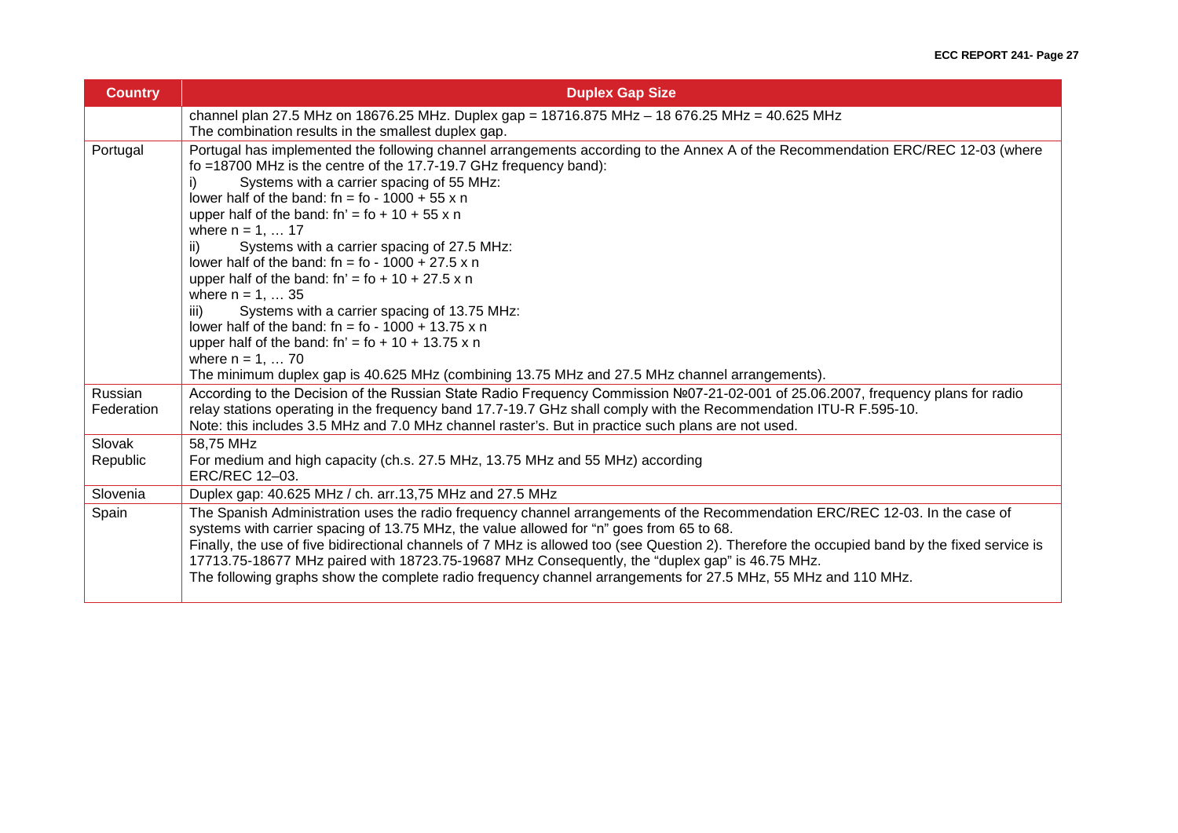| Country | Duplex Gap Size |
|---|---|
| | channel plan 27.5 MHz on 18676.25 MHz. Duplex gap = 18716.875 MHz – 18 676.25 MHz = 40.625 MHz<br>The combination results in the smallest duplex gap. |
| Portugal | Portugal has implemented the following channel arrangements according to the Annex A of the Recommendation ERC/REC 12-03 (where fo =18700 MHz is the centre of the 17.7-19.7 GHz frequency band):<br>i) Systems with a carrier spacing of 55 MHz:<br>lower half of the band: fn = fo - 1000 + 55 x n<br>upper half of the band: fn' = fo + 10 + 55 x n<br>where n = 1, … 17<br>ii) Systems with a carrier spacing of 27.5 MHz:<br>lower half of the band: fn = fo - 1000 + 27.5 x n<br>upper half of the band: fn' = fo + 10 + 27.5 x n<br>where n = 1, … 35<br>iii) Systems with a carrier spacing of 13.75 MHz:<br>lower half of the band: fn = fo - 1000 + 13.75 x n<br>upper half of the band: fn' = fo + 10 + 13.75 x n<br>where n = 1, … 70<br>The minimum duplex gap is 40.625 MHz (combining 13.75 MHz and 27.5 MHz channel arrangements). |
| Russian Federation | According to the Decision of the Russian State Radio Frequency Commission №07-21-02-001 of 25.06.2007, frequency plans for radio relay stations operating in the frequency band 17.7-19.7 GHz shall comply with the Recommendation ITU-R F.595-10.<br>Note: this includes 3.5 MHz and 7.0 MHz channel raster's. But in practice such plans are not used. |
| Slovak Republic | 58,75 MHz<br>For medium and high capacity (ch.s. 27.5 MHz, 13.75 MHz and 55 MHz) according ERC/REC 12–03. |
| Slovenia | Duplex gap: 40.625 MHz / ch. arr.13,75 MHz and 27.5 MHz |
| Spain | The Spanish Administration uses the radio frequency channel arrangements of the Recommendation ERC/REC 12-03. In the case of systems with carrier spacing of 13.75 MHz, the value allowed for "n" goes from 65 to 68.<br>Finally, the use of five bidirectional channels of 7 MHz is allowed too (see Question 2). Therefore the occupied band by the fixed service is 17713.75-18677 MHz paired with 18723.75-19687 MHz Consequently, the "duplex gap" is 46.75 MHz.<br>The following graphs show the complete radio frequency channel arrangements for 27.5 MHz, 55 MHz and 110 MHz. |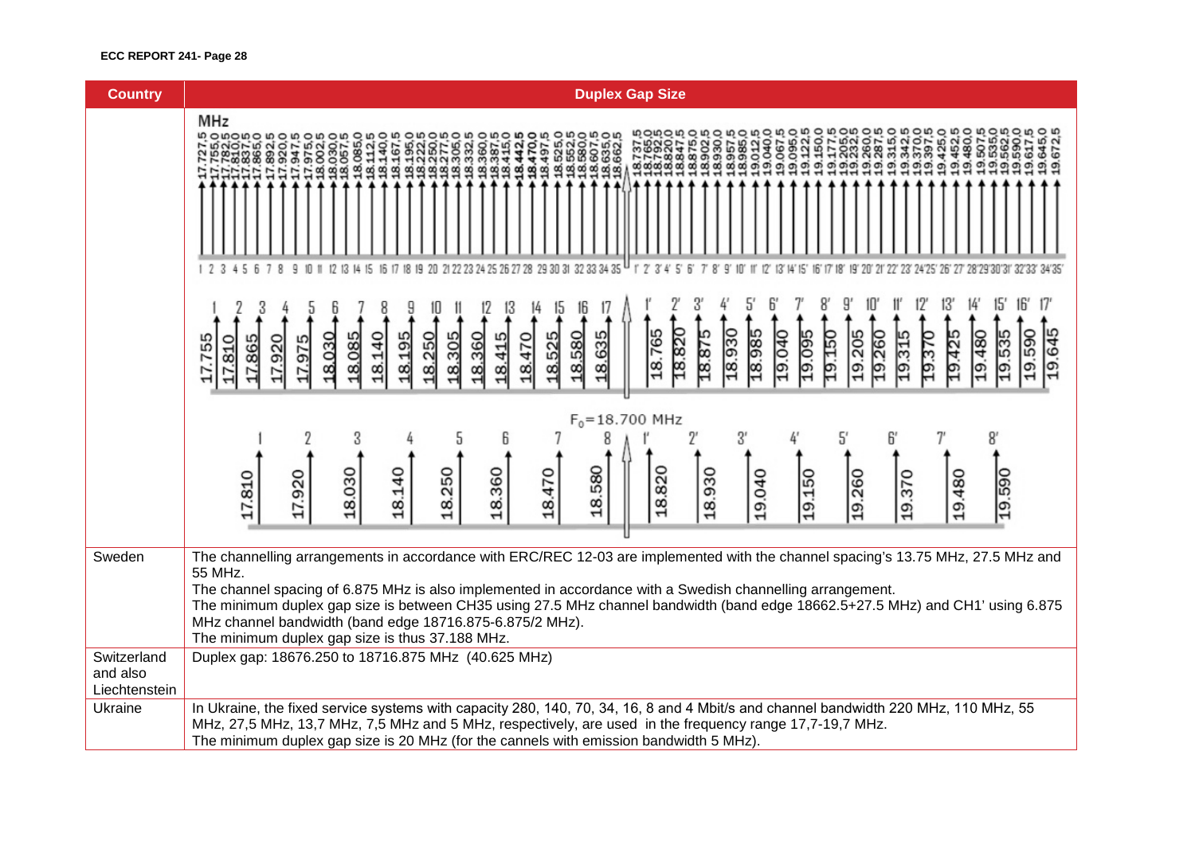| Country | Duplex Gap Size |
|---|---|
| | |
| Sweden | The channelling arrangements in accordance with ERC/REC 12-03 are implemented with the channel spacing's 13.75 MHz, 27.5 MHz and 55 MHz.<br>The channel spacing of 6.875 MHz is also implemented in accordance with a Swedish channelling arrangement.<br>The minimum duplex gap size is between CH35 using 27.5 MHz channel bandwidth (band edge 18662.5+27.5 MHz) and CH1' using 6.875 MHz channel bandwidth (band edge 18716.875-6.875/2 MHz).<br>The minimum duplex gap size is thus 37.188 MHz. |
| Switzerland and also Liechtenstein | Duplex gap: 18676.250 to 18716.875 MHz (40.625 MHz) |
| Ukraine | In Ukraine, the fixed service systems with capacity 280, 140, 70, 34, 16, 8 and 4 Mbit/s and channel bandwidth 220 MHz, 110 MHz, 55 MHz, 27,5 MHz, 13,7 MHz, 7,5 MHz and 5 MHz, respectively, are used in the frequency range 17,7-19,7 MHz.<br>The minimum duplex gap size is 20 MHz (for the cannels with emission bandwidth 5 MHz). |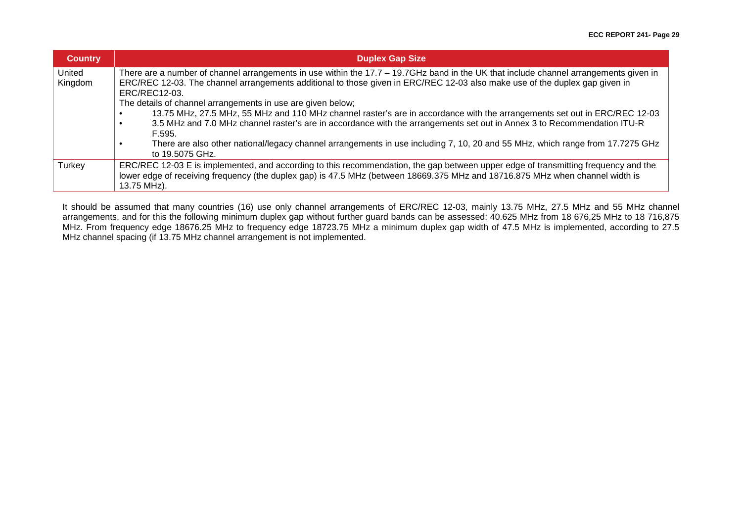| Country | Duplex Gap Size |
|---|---|
| United Kingdom | There are a number of channel arrangements in use within the 17.7 – 19.7GHz band in the UK that include channel arrangements given in ERC/REC 12-03. The channel arrangements additional to those given in ERC/REC 12-03 also make use of the duplex gap given in ERC/REC12-03.<br>The details of channel arrangements in use are given below;<br>• 13.75 MHz, 27.5 MHz, 55 MHz and 110 MHz channel raster's are in accordance with the arrangements set out in ERC/REC 12-03<br>• 3.5 MHz and 7.0 MHz channel raster's are in accordance with the arrangements set out in Annex 3 to Recommendation ITU-R F.595.<br>• There are also other national/legacy channel arrangements in use including 7, 10, 20 and 55 MHz, which range from 17.7275 GHz to 19.5075 GHz. |
| Turkey | ERC/REC 12-03 E is implemented, and according to this recommendation, the gap between upper edge of transmitting frequency and the lower edge of receiving frequency (the duplex gap) is 47.5 MHz (between 18669.375 MHz and 18716.875 MHz when channel width is 13.75 MHz). |

It should be assumed that many countries (16) use only channel arrangements of ERC/REC 12-03, mainly 13.75 MHz, 27.5 MHz and 55 MHz channel arrangements, and for this the following minimum duplex gap without further guard bands can be assessed: 40.625 MHz from 18 676,25 MHz to 18 716,875 MHz. From frequency edge 18676.25 MHz to frequency edge 18723.75 MHz a minimum duplex gap width of 47.5 MHz is implemented, according to 27.5 MHz channel spacing (if 13.75 MHz channel arrangement is not implemented.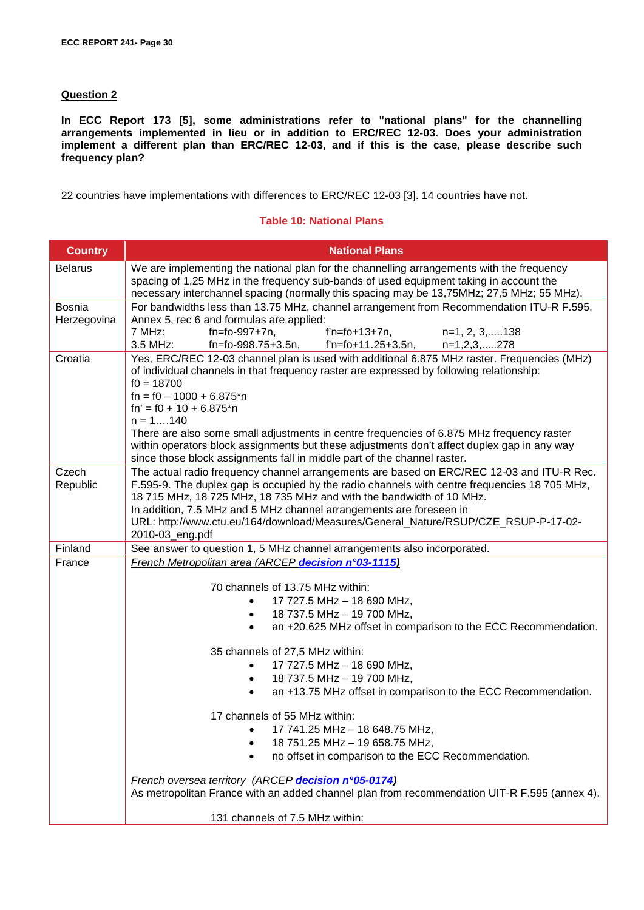**Question 2**

**In ECC Report 173 [5], some administrations refer to "national plans" for the channelling arrangements implemented in lieu or in addition to ERC/REC 12-03. Does your administration implement a different plan than ERC/REC 12-03, and if this is the case, please describe such frequency plan?**

22 countries have implementations with differences to ERC/REC 12-03 [3]. 14 countries have not.

**Table 10: National Plans**

| Country | National Plans |
|---|---|
| Belarus | We are implementing the national plan for the channelling arrangements with the frequency spacing of 1,25 MHz in the frequency sub-bands of used equipment taking in account the necessary interchannel spacing (normally this spacing may be 13,75MHz; 27,5 MHz; 55 MHz). |
| Bosnia Herzegovina | For bandwidths less than 13.75 MHz, channel arrangement from Recommendation ITU-R F.595, Annex 5, rec 6 and formulas are applied:<br>7 MHz: fn=fo-997+7n, f'n=fo+13+7n, n=1, 2, 3,.....138<br>3.5 MHz: fn=fo-998.75+3.5n, f'n=fo+11.25+3.5n, n=1,2,3,.....278 |
| Croatia | Yes, ERC/REC 12-03 channel plan is used with additional 6.875 MHz raster. Frequencies (MHz) of individual channels in that frequency raster are expressed by following relationship:<br>f0 = 18700<br>fn = f0 – 1000 + 6.875*n<br>fn' = f0 + 10 + 6.875*n<br>n = 1….140<br>There are also some small adjustments in centre frequencies of 6.875 MHz frequency raster within operators block assignments but these adjustments don't affect duplex gap in any way since those block assignments fall in middle part of the channel raster. |
| Czech Republic | The actual radio frequency channel arrangements are based on ERC/REC 12-03 and ITU-R Rec. F.595-9. The duplex gap is occupied by the radio channels with centre frequencies 18 705 MHz, 18 715 MHz, 18 725 MHz, 18 735 MHz and with the bandwidth of 10 MHz.<br>In addition, 7.5 MHz and 5 MHz channel arrangements are foreseen in URL: http://www.ctu.eu/164/download/Measures/General_Nature/RSUP/CZE_RSUP-P-17-02-2010-03_eng.pdf |
| Finland | See answer to question 1, 5 MHz channel arrangements also incorporated. |
| France | *French Metropolitan area (ARCEP **decision n°03-1115**)*<br><br>70 channels of 13.75 MHz within:<br>• 17 727.5 MHz – 18 690 MHz,<br>• 18 737.5 MHz – 19 700 MHz,<br>• an +20.625 MHz offset in comparison to the ECC Recommendation.<br><br>35 channels of 27,5 MHz within:<br>• 17 727.5 MHz – 18 690 MHz,<br>• 18 737.5 MHz – 19 700 MHz,<br>• an +13.75 MHz offset in comparison to the ECC Recommendation.<br><br>17 channels of 55 MHz within:<br>• 17 741.25 MHz – 18 648.75 MHz,<br>• 18 751.25 MHz – 19 658.75 MHz,<br>• no offset in comparison to the ECC Recommendation.<br><br>*French oversea territory (ARCEP **decision n°05-0174**)*<br>As metropolitan France with an added channel plan from recommendation UIT-R F.595 (annex 4).<br><br>131 channels of 7.5 MHz within: |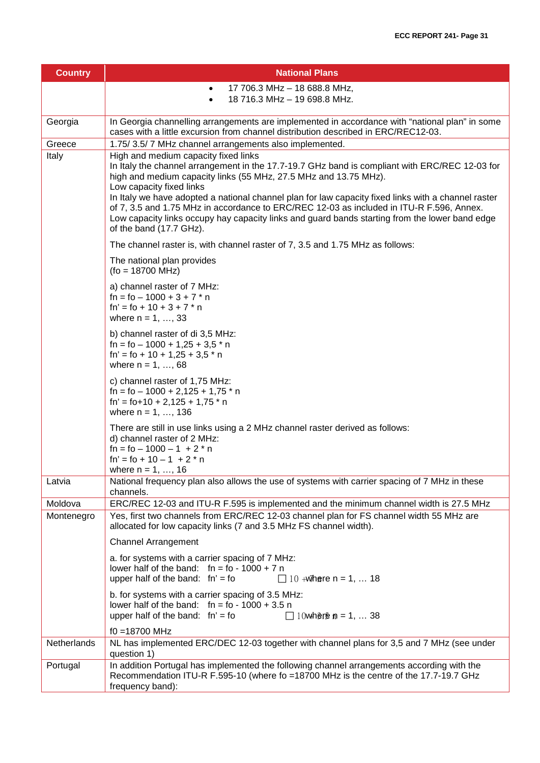| Country | National Plans |
|---|---|
| | • 17 706.3 MHz – 18 688.8 MHz,<br>• 18 716.3 MHz – 19 698.8 MHz. |
| Georgia | In Georgia channelling arrangements are implemented in accordance with "national plan" in some cases with a little excursion from channel distribution described in ERC/REC12-03. |
| Greece | 1.75/ 3.5/ 7 MHz channel arrangements also implemented. |
| Italy | High and medium capacity fixed links<br>In Italy the channel arrangement in the 17.7-19.7 GHz band is compliant with ERC/REC 12-03 for high and medium capacity links (55 MHz, 27.5 MHz and 13.75 MHz).<br>Low capacity fixed links<br>In Italy we have adopted a national channel plan for law capacity fixed links with a channel raster of 7, 3.5 and 1.75 MHz in accordance to ERC/REC 12-03 as included in ITU-R F.596, Annex. Low capacity links occupy hay capacity links and guard bands starting from the lower band edge of the band (17.7 GHz).<br><br>The channel raster is, with channel raster of 7, 3.5 and 1.75 MHz as follows:<br><br>The national plan provides<br>(fo = 18700 MHz)<br><br>a) channel raster of 7 MHz:<br>fn = fo – 1000 + 3 + 7 * n<br>fn' = fo + 10 + 3 + 7 * n<br>where n = 1, …, 33<br><br>b) channel raster of di 3,5 MHz:<br>fn = fo – 1000 + 1,25 + 3,5 * n<br>fn' = fo + 10 + 1,25 + 3,5 * n<br>where n = 1, …, 68<br><br>c) channel raster of 1,75 MHz:<br>fn = fo – 1000 + 2,125 + 1,75 * n<br>fn' = fo+10 + 2,125 + 1,75 * n<br>where n = 1, …, 136<br><br>There are still in use links using a 2 MHz channel raster derived as follows:<br>d) channel raster of 2 MHz:<br>fn = fo – 1000 – 1 + 2 * n<br>fn' = fo + 10 – 1 + 2 * n<br>where n = 1, …, 16 |
| Latvia | National frequency plan also allows the use of systems with carrier spacing of 7 MHz in these channels. |
| Moldova | ERC/REC 12-03 and ITU-R F.595 is implemented and the minimum channel width is 27.5 MHz |
| Montenegro | Yes, first two channels from ERC/REC 12-03 channel plan for FS channel width 55 MHz are allocated for low capacity links (7 and 3.5 MHz FS channel width).<br><br>Channel Arrangement<br><br>a. for systems with a carrier spacing of 7 MHz:<br>lower half of the band: fn = fo - 1000 + 7 n<br>upper half of the band: fn' = fo + 10 + 7 n where n = 1, … 18<br><br>b. for systems with a carrier spacing of 3.5 MHz:<br>lower half of the band: fn = fo - 1000 + 3.5 n<br>upper half of the band: fn' = fo + 10 + 3.5 n where n = 1, … 38<br><br>f0 =18700 MHz |
| Netherlands | NL has implemented ERC/DEC 12-03 together with channel plans for 3,5 and 7 MHz (see under question 1) |
| Portugal | In addition Portugal has implemented the following channel arrangements according with the Recommendation ITU-R F.595-10 (where fo =18700 MHz is the centre of the 17.7-19.7 GHz frequency band): |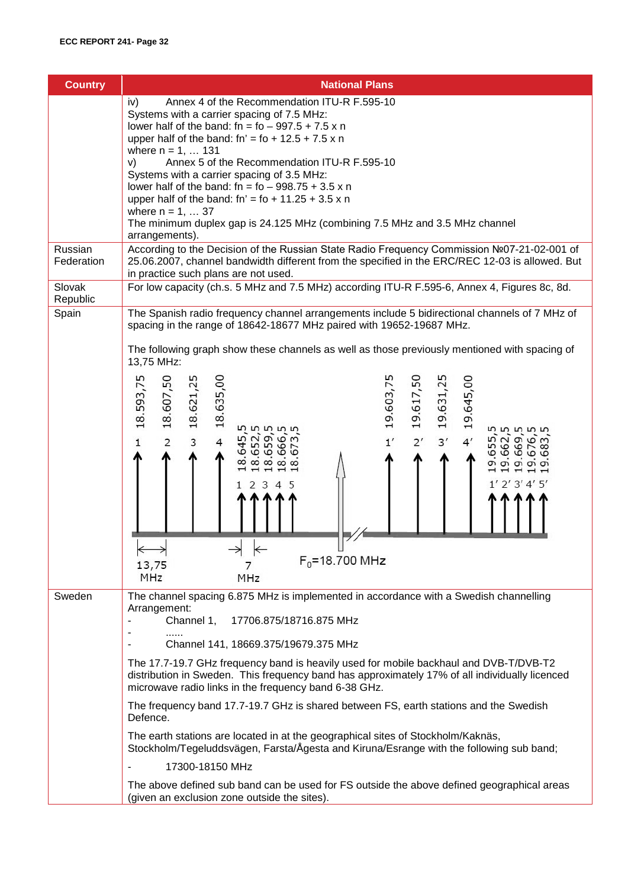| Country | National Plans |
|---|---|
| | iv) Annex 4 of the Recommendation ITU-R F.595-10<br>Systems with a carrier spacing of 7.5 MHz:<br>lower half of the band: fn = fo – 997.5 + 7.5 x n<br>upper half of the band: fn' = fo + 12.5 + 7.5 x n<br>where n = 1, … 131<br>v) Annex 5 of the Recommendation ITU-R F.595-10<br>Systems with a carrier spacing of 3.5 MHz:<br>lower half of the band: fn = fo – 998.75 + 3.5 x n<br>upper half of the band: fn' = fo + 11.25 + 3.5 x n<br>where n = 1, … 37<br>The minimum duplex gap is 24.125 MHz (combining 7.5 MHz and 3.5 MHz channel arrangements). |
| Russian Federation | According to the Decision of the Russian State Radio Frequency Commission №07-21-02-001 of 25.06.2007, channel bandwidth different from the specified in the ERC/REC 12-03 is allowed. But in practice such plans are not used. |
| Slovak Republic | For low capacity (ch.s. 5 MHz and 7.5 MHz) according ITU-R F.595-6, Annex 4, Figures 8c, 8d. |
| Spain | The Spanish radio frequency channel arrangements include 5 bidirectional channels of 7 MHz of spacing in the range of 18642-18677 MHz paired with 19652-19687 MHz.<br><br>The following graph show these channels as well as those previously mentioned with spacing of 13,75 MHz:<br><br>1: 18.593,75; 2: 18.607,50; 3: 18.621,25; 4: 18.635,00<br>1 2 3 4 5: 18.645,5; 18.652,5; 18.659,5; 18.666,5; 18.673,5<br>1': 19.603,75; 2': 19.617,50; 3': 19.631,25; 4': 19.645,00<br>1' 2' 3' 4' 5': 19.655,5; 19.662,5; 19.669,5; 19.676,5; 19.683,5<br>13,75 MHz; 7 MHz; $F_0$=18.700 MHz |
| Sweden | The channel spacing 6.875 MHz is implemented in accordance with a Swedish channelling Arrangement:<br>- Channel 1, 17706.875/18716.875 MHz<br>- ......<br>- Channel 141, 18669.375/19679.375 MHz<br><br>The 17.7-19.7 GHz frequency band is heavily used for mobile backhaul and DVB-T/DVB-T2 distribution in Sweden. This frequency band has approximately 17% of all individually licenced microwave radio links in the frequency band 6-38 GHz.<br><br>The frequency band 17.7-19.7 GHz is shared between FS, earth stations and the Swedish Defence.<br><br>The earth stations are located in at the geographical sites of Stockholm/Kaknäs, Stockholm/Tegeluddsvägen, Farsta/Ågesta and Kiruna/Esrange with the following sub band;<br>- 17300-18150 MHz<br><br>The above defined sub band can be used for FS outside the above defined geographical areas (given an exclusion zone outside the sites). |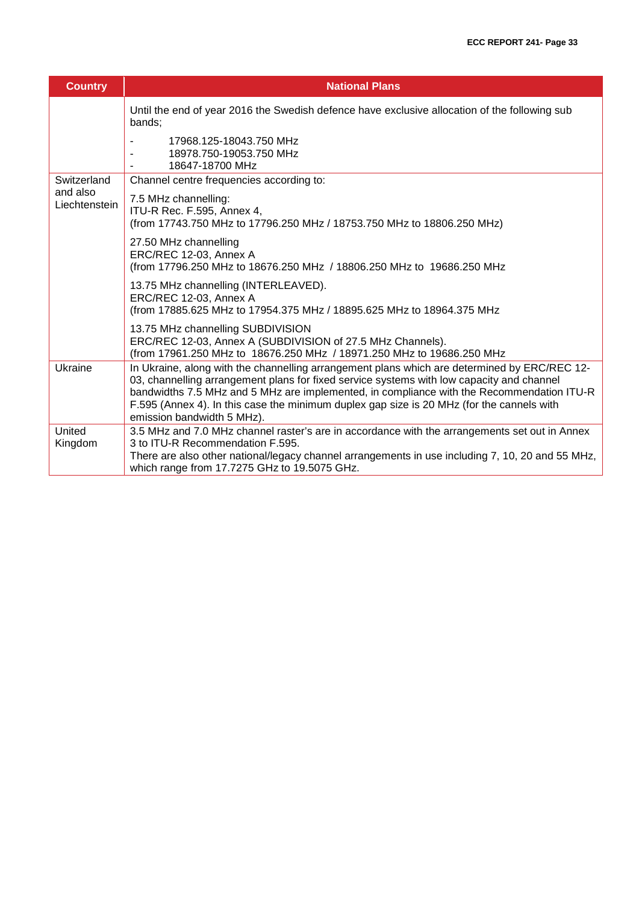| Country | National Plans |
|---|---|
| | Until the end of year 2016 the Swedish defence have exclusive allocation of the following sub bands;<br>- 17968.125-18043.750 MHz<br>- 18978.750-19053.750 MHz<br>- 18647-18700 MHz |
| Switzerland and also Liechtenstein | Channel centre frequencies according to:<br><br>7.5 MHz channelling:<br>ITU-R Rec. F.595, Annex 4,<br>(from 17743.750 MHz to 17796.250 MHz / 18753.750 MHz to 18806.250 MHz)<br><br>27.50 MHz channelling<br>ERC/REC 12-03, Annex A<br>(from 17796.250 MHz to 18676.250 MHz / 18806.250 MHz to 19686.250 MHz<br><br>13.75 MHz channelling (INTERLEAVED).<br>ERC/REC 12-03, Annex A<br>(from 17885.625 MHz to 17954.375 MHz / 18895.625 MHz to 18964.375 MHz<br><br>13.75 MHz channelling SUBDIVISION<br>ERC/REC 12-03, Annex A (SUBDIVISION of 27.5 MHz Channels).<br>(from 17961.250 MHz to 18676.250 MHz / 18971.250 MHz to 19686.250 MHz |
| Ukraine | In Ukraine, along with the channelling arrangement plans which are determined by ERC/REC 12-03, channelling arrangement plans for fixed service systems with low capacity and channel bandwidths 7.5 MHz and 5 MHz are implemented, in compliance with the Recommendation ITU-R F.595 (Annex 4). In this case the minimum duplex gap size is 20 MHz (for the cannels with emission bandwidth 5 MHz). |
| United Kingdom | 3.5 MHz and 7.0 MHz channel raster's are in accordance with the arrangements set out in Annex 3 to ITU-R Recommendation F.595.<br>There are also other national/legacy channel arrangements in use including 7, 10, 20 and 55 MHz, which range from 17.7275 GHz to 19.5075 GHz. |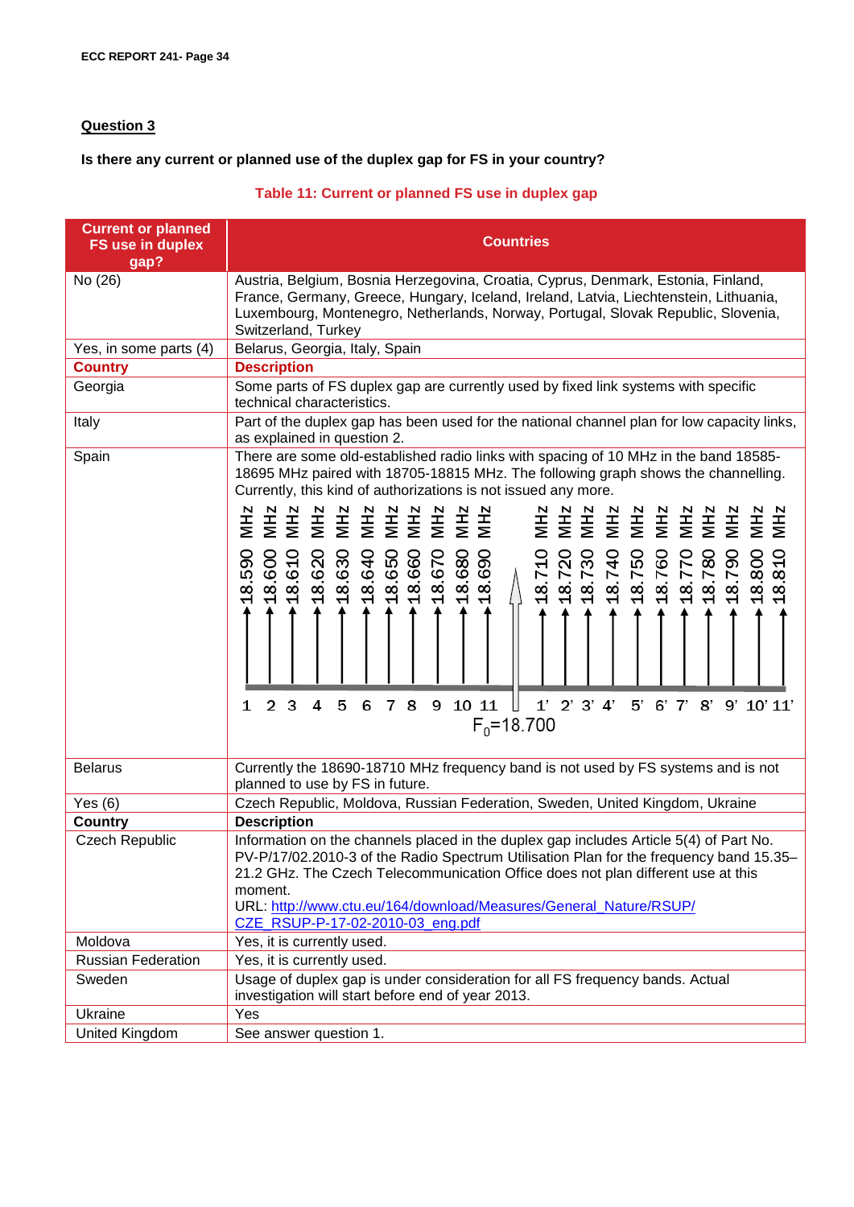## Question 3

**Is there any current or planned use of the duplex gap for FS in your country?**

**Table 11: Current or planned FS use in duplex gap**

| Current or planned FS use in duplex gap? | Countries |
|---|---|
| No (26) | Austria, Belgium, Bosnia Herzegovina, Croatia, Cyprus, Denmark, Estonia, Finland, France, Germany, Greece, Hungary, Iceland, Ireland, Latvia, Liechtenstein, Lithuania, Luxembourg, Montenegro, Netherlands, Norway, Portugal, Slovak Republic, Slovenia, Switzerland, Turkey |
| Yes, in some parts (4) | Belarus, Georgia, Italy, Spain |
| **Country** | **Description** |
| Georgia | Some parts of FS duplex gap are currently used by fixed link systems with specific technical characteristics. |
| Italy | Part of the duplex gap has been used for the national channel plan for low capacity links, as explained in question 2. |
| Spain | There are some old-established radio links with spacing of 10 MHz in the band 18585-18695 MHz paired with 18705-18815 MHz. The following graph shows the channelling. Currently, this kind of authorizations is not issued any more. [Channelling graph: channels 1–11 at 18.590, 18.600, 18.610, 18.620, 18.630, 18.640, 18.650, 18.660, 18.670, 18.680, 18.690 MHz; channels 1'–11' at 18.710, 18.720, 18.730, 18.740, 18.750, 18.760, 18.770, 18.780, 18.790, 18.800, 18.810 MHz; $F_0$=18.700] |
| Belarus | Currently the 18690-18710 MHz frequency band is not used by FS systems and is not planned to use by FS in future. |
| Yes (6) | Czech Republic, Moldova, Russian Federation, Sweden, United Kingdom, Ukraine |
| **Country** | **Description** |
| Czech Republic | Information on the channels placed in the duplex gap includes Article 5(4) of Part No. PV-P/17/02.2010-3 of the Radio Spectrum Utilisation Plan for the frequency band 15.35–21.2 GHz. The Czech Telecommunication Office does not plan different use at this moment. URL: http://www.ctu.eu/164/download/Measures/General_Nature/RSUP/CZE_RSUP-P-17-02-2010-03_eng.pdf |
| Moldova | Yes, it is currently used. |
| Russian Federation | Yes, it is currently used. |
| Sweden | Usage of duplex gap is under consideration for all FS frequency bands. Actual investigation will start before end of year 2013. |
| Ukraine | Yes |
| United Kingdom | See answer question 1. |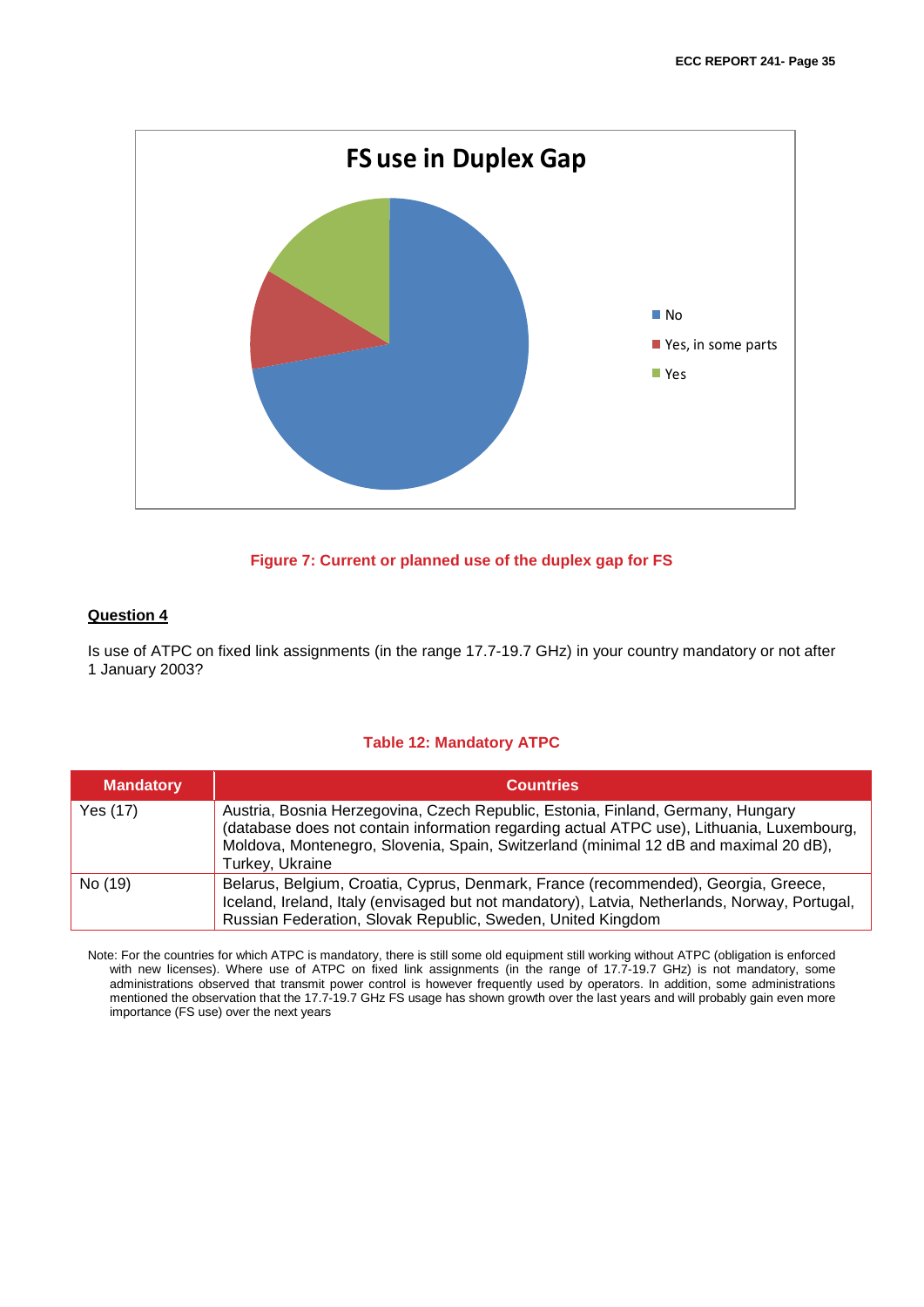**FS use in Duplex Gap**

- No
- Yes, in some parts
- Yes

**Figure 7: Current or planned use of the duplex gap for FS**

**Question 4**

Is use of ATPC on fixed link assignments (in the range 17.7-19.7 GHz) in your country mandatory or not after 1 January 2003?

**Table 12: Mandatory ATPC**

| Mandatory | Countries |
| --- | --- |
| Yes (17) | Austria, Bosnia Herzegovina, Czech Republic, Estonia, Finland, Germany, Hungary (database does not contain information regarding actual ATPC use), Lithuania, Luxembourg, Moldova, Montenegro, Slovenia, Spain, Switzerland (minimal 12 dB and maximal 20 dB), Turkey, Ukraine |
| No (19) | Belarus, Belgium, Croatia, Cyprus, Denmark, France (recommended), Georgia, Greece, Iceland, Ireland, Italy (envisaged but not mandatory), Latvia, Netherlands, Norway, Portugal, Russian Federation, Slovak Republic, Sweden, United Kingdom |

Note: For the countries for which ATPC is mandatory, there is still some old equipment still working without ATPC (obligation is enforced with new licenses). Where use of ATPC on fixed link assignments (in the range of 17.7-19.7 GHz) is not mandatory, some administrations observed that transmit power control is however frequently used by operators. In addition, some administrations mentioned the observation that the 17.7-19.7 GHz FS usage has shown growth over the last years and will probably gain even more importance (FS use) over the next years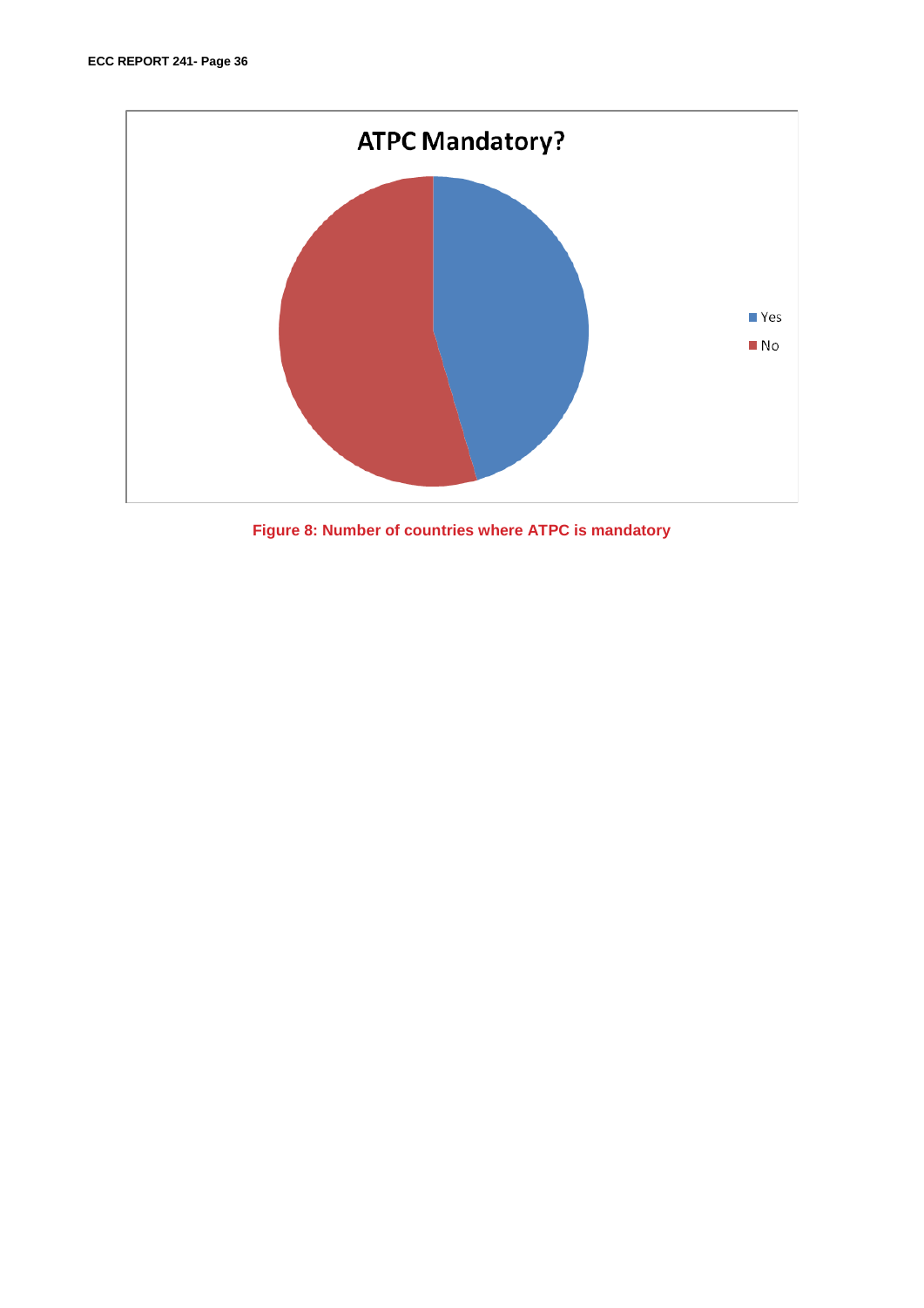Figure 8: Number of countries where ATPC is mandatory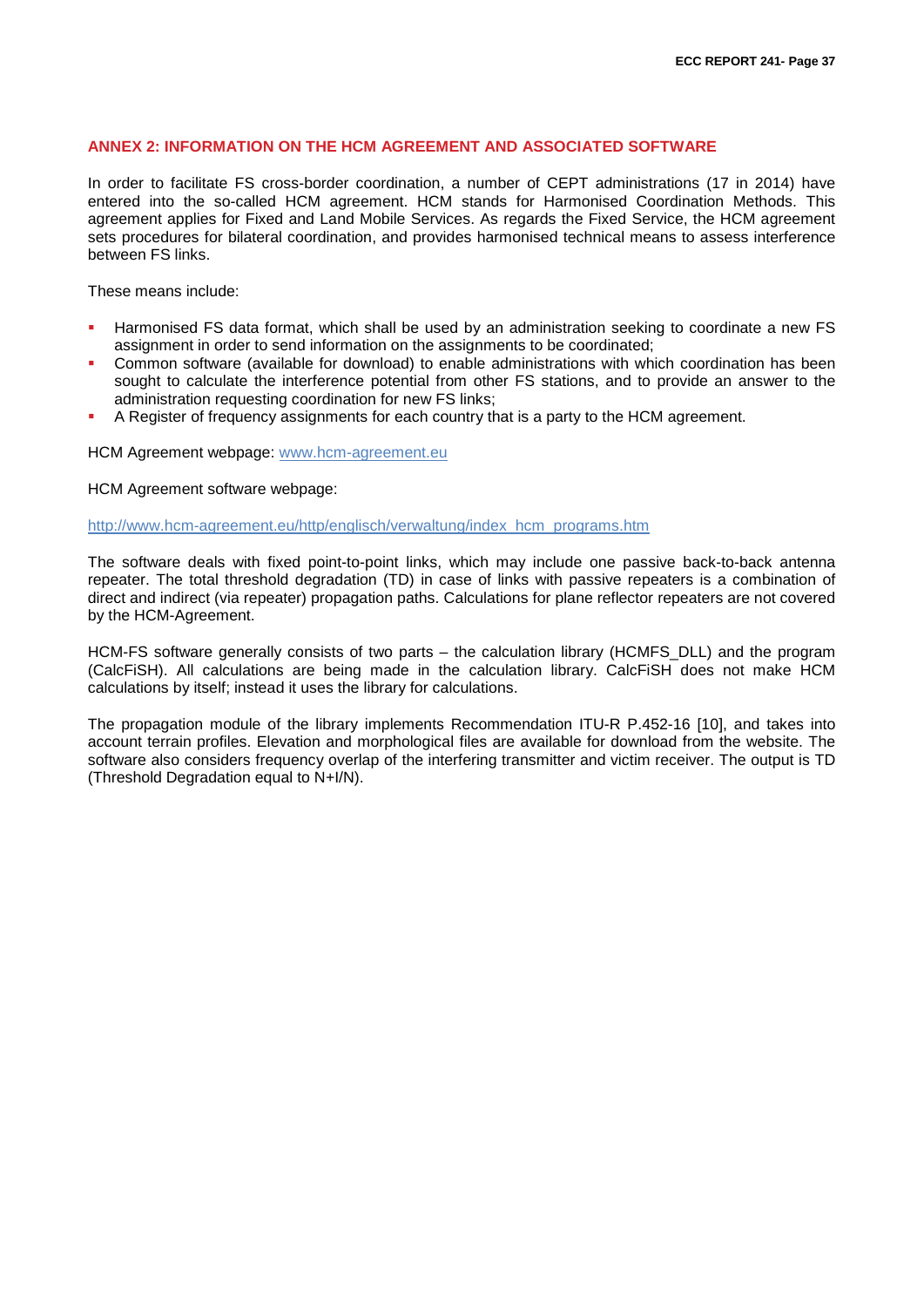# ANNEX 2: INFORMATION ON THE HCM AGREEMENT AND ASSOCIATED SOFTWARE

In order to facilitate FS cross-border coordination, a number of CEPT administrations (17 in 2014) have entered into the so-called HCM agreement. HCM stands for Harmonised Coordination Methods. This agreement applies for Fixed and Land Mobile Services. As regards the Fixed Service, the HCM agreement sets procedures for bilateral coordination, and provides harmonised technical means to assess interference between FS links.

These means include:

- Harmonised FS data format, which shall be used by an administration seeking to coordinate a new FS assignment in order to send information on the assignments to be coordinated;
- Common software (available for download) to enable administrations with which coordination has been sought to calculate the interference potential from other FS stations, and to provide an answer to the administration requesting coordination for new FS links;
- A Register of frequency assignments for each country that is a party to the HCM agreement.

HCM Agreement webpage: [www.hcm-agreement.eu](http://www.hcm-agreement.eu)

HCM Agreement software webpage:

[http://www.hcm-agreement.eu/http/englisch/verwaltung/index_hcm_programs.htm](http://www.hcm-agreement.eu/http/englisch/verwaltung/index_hcm_programs.htm)

The software deals with fixed point-to-point links, which may include one passive back-to-back antenna repeater. The total threshold degradation (TD) in case of links with passive repeaters is a combination of direct and indirect (via repeater) propagation paths. Calculations for plane reflector repeaters are not covered by the HCM-Agreement.

HCM-FS software generally consists of two parts – the calculation library (HCMFS_DLL) and the program (CalcFiSH). All calculations are being made in the calculation library. CalcFiSH does not make HCM calculations by itself; instead it uses the library for calculations.

The propagation module of the library implements Recommendation ITU-R P.452-16 [10], and takes into account terrain profiles. Elevation and morphological files are available for download from the website. The software also considers frequency overlap of the interfering transmitter and victim receiver. The output is TD (Threshold Degradation equal to N+I/N).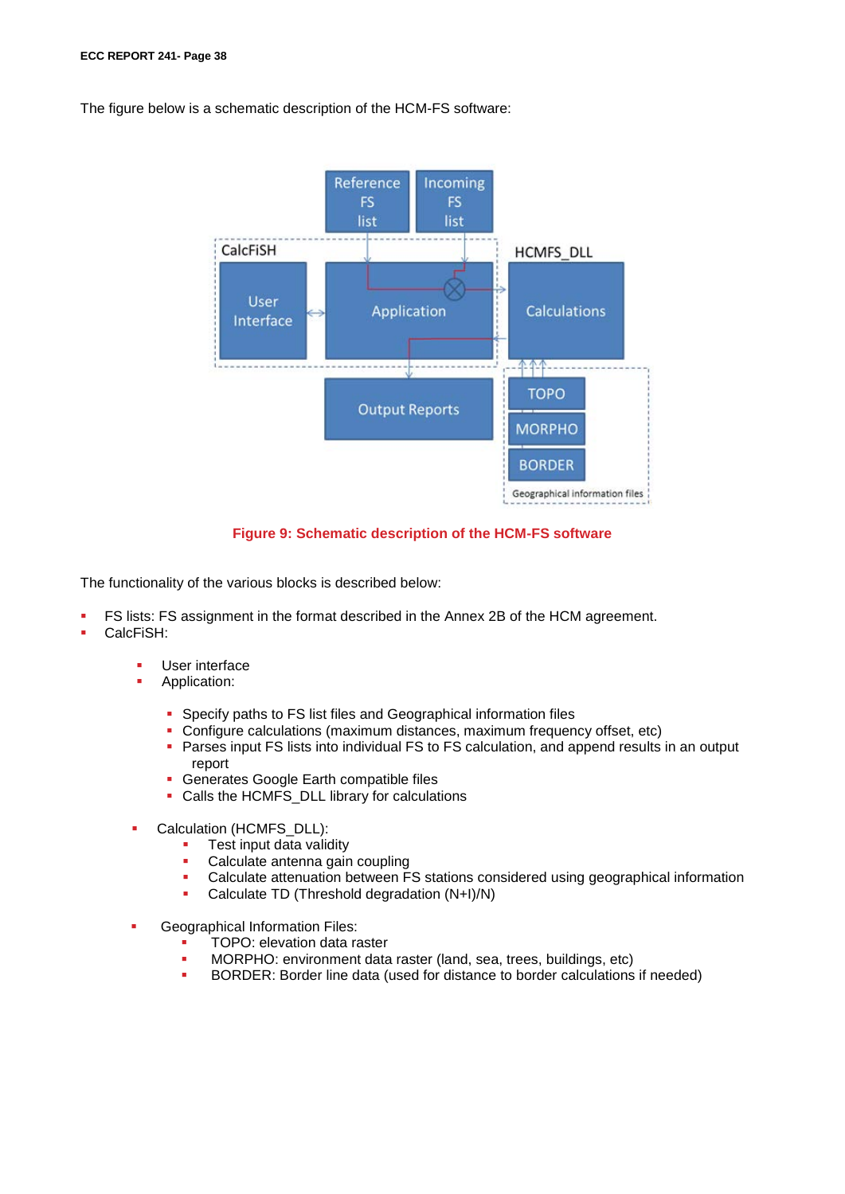The figure below is a schematic description of the HCM-FS software:

**Figure 9: Schematic description of the HCM-FS software**

The functionality of the various blocks is described below:

- FS lists: FS assignment in the format described in the Annex 2B of the HCM agreement.
- CalcFiSH:
  - User interface
  - Application:
    - Specify paths to FS list files and Geographical information files
    - Configure calculations (maximum distances, maximum frequency offset, etc)
    - Parses input FS lists into individual FS to FS calculation, and append results in an output report
    - Generates Google Earth compatible files
    - Calls the HCMFS_DLL library for calculations
  - Calculation (HCMFS_DLL):
    - Test input data validity
    - Calculate antenna gain coupling
    - Calculate attenuation between FS stations considered using geographical information
    - Calculate TD (Threshold degradation (N+I)/N)
  - Geographical Information Files:
    - TOPO: elevation data raster
    - MORPHO: environment data raster (land, sea, trees, buildings, etc)
    - BORDER: Border line data (used for distance to border calculations if needed)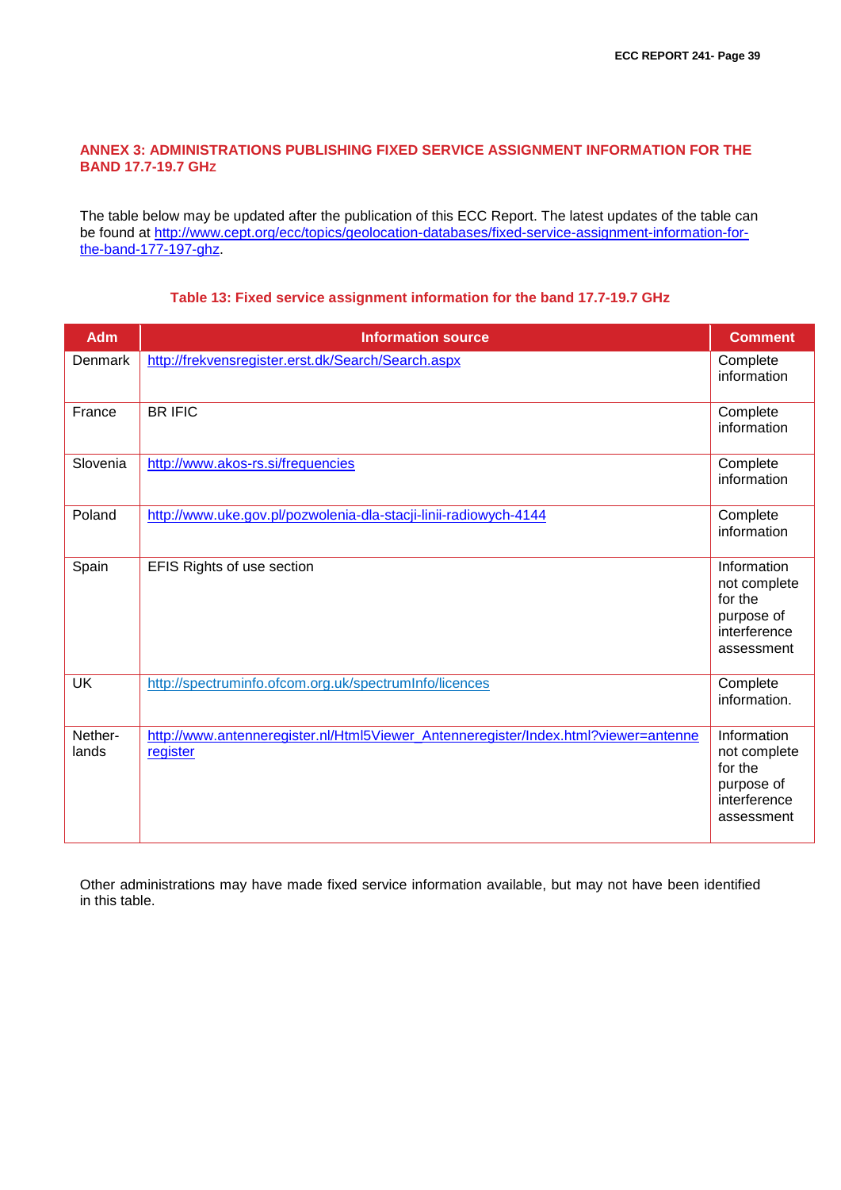# ANNEX 3: ADMINISTRATIONS PUBLISHING FIXED SERVICE ASSIGNMENT INFORMATION FOR THE BAND 17.7-19.7 GHZ

The table below may be updated after the publication of this ECC Report. The latest updates of the table can be found at http://www.cept.org/ecc/topics/geolocation-databases/fixed-service-assignment-information-for-the-band-177-197-ghz.

**Table 13: Fixed service assignment information for the band 17.7-19.7 GHz**

| Adm | Information source | Comment |
|---|---|---|
| Denmark | http://frekvensregister.erst.dk/Search/Search.aspx | Complete information |
| France | BR IFIC | Complete information |
| Slovenia | http://www.akos-rs.si/frequencies | Complete information |
| Poland | http://www.uke.gov.pl/pozwolenia-dla-stacji-linii-radiowych-4144 | Complete information |
| Spain | EFIS Rights of use section | Information not complete for the purpose of interference assessment |
| UK | http://spectruminfo.ofcom.org.uk/spectrumInfo/licences | Complete information. |
| Nether-lands | http://www.antenneregister.nl/Html5Viewer_Antenneregister/Index.html?viewer=antenneregister | Information not complete for the purpose of interference assessment |

Other administrations may have made fixed service information available, but may not have been identified in this table.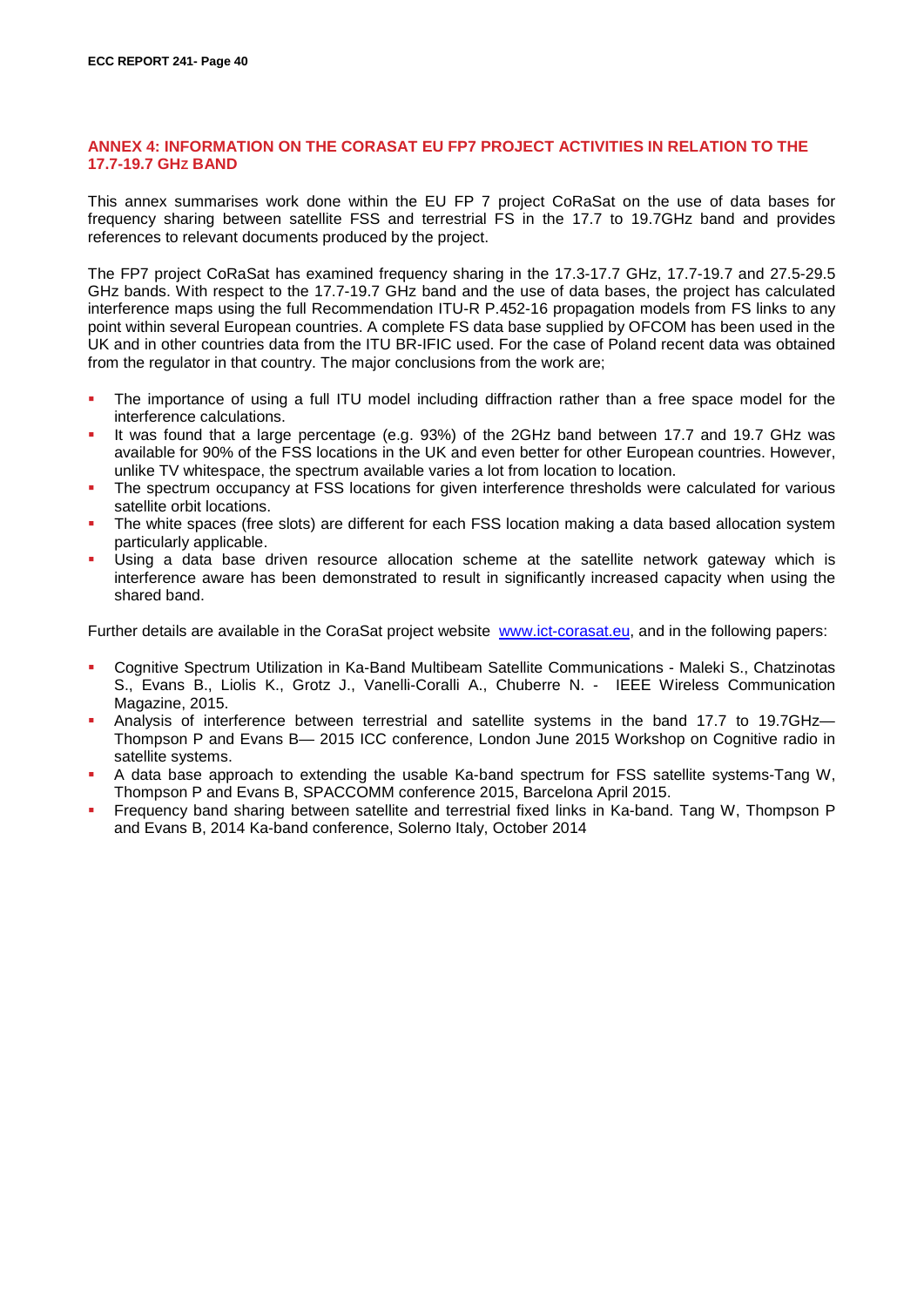## ANNEX 4: INFORMATION ON THE CORASAT EU FP7 PROJECT ACTIVITIES IN RELATION TO THE 17.7-19.7 GHZ BAND

This annex summarises work done within the EU FP 7 project CoRaSat on the use of data bases for frequency sharing between satellite FSS and terrestrial FS in the 17.7 to 19.7GHz band and provides references to relevant documents produced by the project.

The FP7 project CoRaSat has examined frequency sharing in the 17.3-17.7 GHz, 17.7-19.7 and 27.5-29.5 GHz bands. With respect to the 17.7-19.7 GHz band and the use of data bases, the project has calculated interference maps using the full Recommendation ITU-R P.452-16 propagation models from FS links to any point within several European countries. A complete FS data base supplied by OFCOM has been used in the UK and in other countries data from the ITU BR-IFIC used. For the case of Poland recent data was obtained from the regulator in that country. The major conclusions from the work are;

- The importance of using a full ITU model including diffraction rather than a free space model for the interference calculations.
- It was found that a large percentage (e.g. 93%) of the 2GHz band between 17.7 and 19.7 GHz was available for 90% of the FSS locations in the UK and even better for other European countries. However, unlike TV whitespace, the spectrum available varies a lot from location to location.
- The spectrum occupancy at FSS locations for given interference thresholds were calculated for various satellite orbit locations.
- The white spaces (free slots) are different for each FSS location making a data based allocation system particularly applicable.
- Using a data base driven resource allocation scheme at the satellite network gateway which is interference aware has been demonstrated to result in significantly increased capacity when using the shared band.

Further details are available in the CoraSat project website [www.ict-corasat.eu](http://www.ict-corasat.eu), and in the following papers:

- Cognitive Spectrum Utilization in Ka-Band Multibeam Satellite Communications - Maleki S., Chatzinotas S., Evans B., Liolis K., Grotz J., Vanelli-Coralli A., Chuberre N. - IEEE Wireless Communication Magazine, 2015.
- Analysis of interference between terrestrial and satellite systems in the band 17.7 to 19.7GHz— Thompson P and Evans B— 2015 ICC conference, London June 2015 Workshop on Cognitive radio in satellite systems.
- A data base approach to extending the usable Ka-band spectrum for FSS satellite systems-Tang W, Thompson P and Evans B, SPACCOMM conference 2015, Barcelona April 2015.
- Frequency band sharing between satellite and terrestrial fixed links in Ka-band. Tang W, Thompson P and Evans B, 2014 Ka-band conference, Solerno Italy, October 2014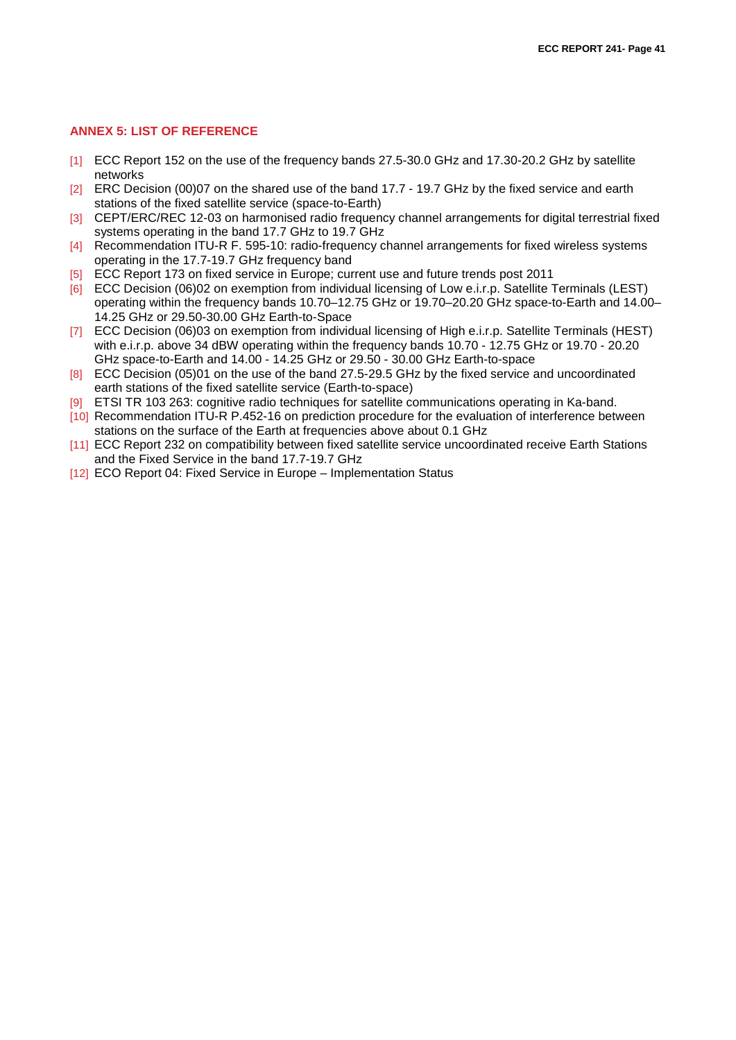## ANNEX 5: LIST OF REFERENCE

[1] ECC Report 152 on the use of the frequency bands 27.5-30.0 GHz and 17.30-20.2 GHz by satellite networks

[2] ERC Decision (00)07 on the shared use of the band 17.7 - 19.7 GHz by the fixed service and earth stations of the fixed satellite service (space-to-Earth)

[3] CEPT/ERC/REC 12-03 on harmonised radio frequency channel arrangements for digital terrestrial fixed systems operating in the band 17.7 GHz to 19.7 GHz

[4] Recommendation ITU-R F. 595-10: radio-frequency channel arrangements for fixed wireless systems operating in the 17.7-19.7 GHz frequency band

[5] ECC Report 173 on fixed service in Europe; current use and future trends post 2011

[6] ECC Decision (06)02 on exemption from individual licensing of Low e.i.r.p. Satellite Terminals (LEST) operating within the frequency bands 10.70–12.75 GHz or 19.70–20.20 GHz space-to-Earth and 14.00–14.25 GHz or 29.50-30.00 GHz Earth-to-Space

[7] ECC Decision (06)03 on exemption from individual licensing of High e.i.r.p. Satellite Terminals (HEST) with e.i.r.p. above 34 dBW operating within the frequency bands 10.70 - 12.75 GHz or 19.70 - 20.20 GHz space-to-Earth and 14.00 - 14.25 GHz or 29.50 - 30.00 GHz Earth-to-space

[8] ECC Decision (05)01 on the use of the band 27.5-29.5 GHz by the fixed service and uncoordinated earth stations of the fixed satellite service (Earth-to-space)

[9] ETSI TR 103 263: cognitive radio techniques for satellite communications operating in Ka-band.

[10] Recommendation ITU-R P.452-16 on prediction procedure for the evaluation of interference between stations on the surface of the Earth at frequencies above about 0.1 GHz

[11] ECC Report 232 on compatibility between fixed satellite service uncoordinated receive Earth Stations and the Fixed Service in the band 17.7-19.7 GHz

[12] ECO Report 04: Fixed Service in Europe – Implementation Status